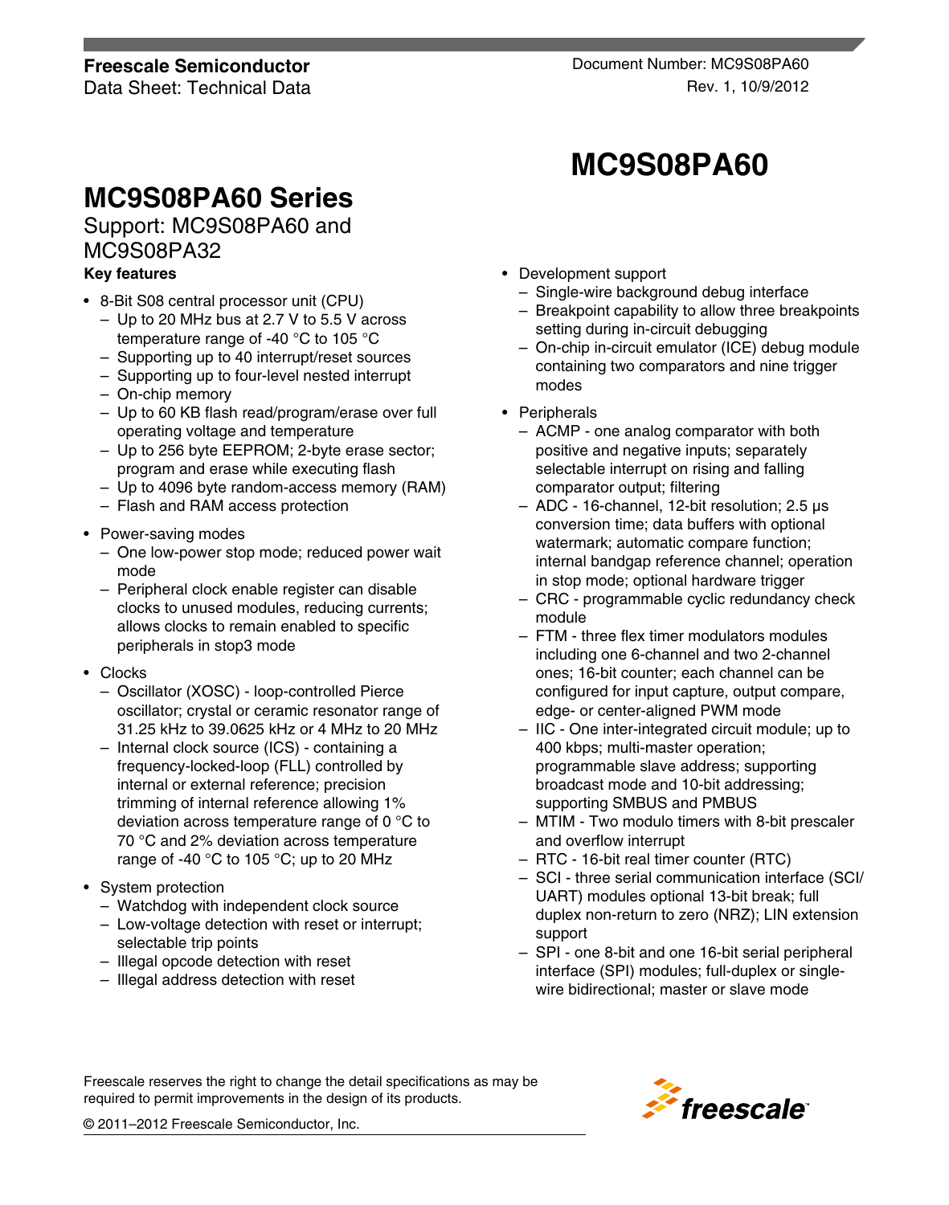**Freescale Semiconductor**
Data Sheet: Technical Data

Document Number: MC9S08PA60
Rev. 1, 10/9/2012

# MC9S08PA60

## MC9S08PA60 Series

Support: MC9S08PA60 and MC9S08PA32

**Key features**

- 8-Bit S08 central processor unit (CPU)
  - Up to 20 MHz bus at 2.7 V to 5.5 V across temperature range of -40 °C to 105 °C
  - Supporting up to 40 interrupt/reset sources
  - Supporting up to four-level nested interrupt
  - On-chip memory
  - Up to 60 KB flash read/program/erase over full operating voltage and temperature
  - Up to 256 byte EEPROM; 2-byte erase sector; program and erase while executing flash
  - Up to 4096 byte random-access memory (RAM)
  - Flash and RAM access protection
- Power-saving modes
  - One low-power stop mode; reduced power wait mode
  - Peripheral clock enable register can disable clocks to unused modules, reducing currents; allows clocks to remain enabled to specific peripherals in stop3 mode
- Clocks
  - Oscillator (XOSC) - loop-controlled Pierce oscillator; crystal or ceramic resonator range of 31.25 kHz to 39.0625 kHz or 4 MHz to 20 MHz
  - Internal clock source (ICS) - containing a frequency-locked-loop (FLL) controlled by internal or external reference; precision trimming of internal reference allowing 1% deviation across temperature range of 0 °C to 70 °C and 2% deviation across temperature range of -40 °C to 105 °C; up to 20 MHz
- System protection
  - Watchdog with independent clock source
  - Low-voltage detection with reset or interrupt; selectable trip points
  - Illegal opcode detection with reset
  - Illegal address detection with reset
- Development support
  - Single-wire background debug interface
  - Breakpoint capability to allow three breakpoints setting during in-circuit debugging
  - On-chip in-circuit emulator (ICE) debug module containing two comparators and nine trigger modes
- Peripherals
  - ACMP - one analog comparator with both positive and negative inputs; separately selectable interrupt on rising and falling comparator output; filtering
  - ADC - 16-channel, 12-bit resolution; 2.5 μs conversion time; data buffers with optional watermark; automatic compare function; internal bandgap reference channel; operation in stop mode; optional hardware trigger
  - CRC - programmable cyclic redundancy check module
  - FTM - three flex timer modulators modules including one 6-channel and two 2-channel ones; 16-bit counter; each channel can be configured for input capture, output compare, edge- or center-aligned PWM mode
  - IIC - One inter-integrated circuit module; up to 400 kbps; multi-master operation; programmable slave address; supporting broadcast mode and 10-bit addressing; supporting SMBUS and PMBUS
  - MTIM - Two modulo timers with 8-bit prescaler and overflow interrupt
  - RTC - 16-bit real timer counter (RTC)
  - SCI - three serial communication interface (SCI/UART) modules optional 13-bit break; full duplex non-return to zero (NRZ); LIN extension support
  - SPI - one 8-bit and one 16-bit serial peripheral interface (SPI) modules; full-duplex or single-wire bidirectional; master or slave mode

Freescale reserves the right to change the detail specifications as may be required to permit improvements in the design of its products.

© 2011–2012 Freescale Semiconductor, Inc.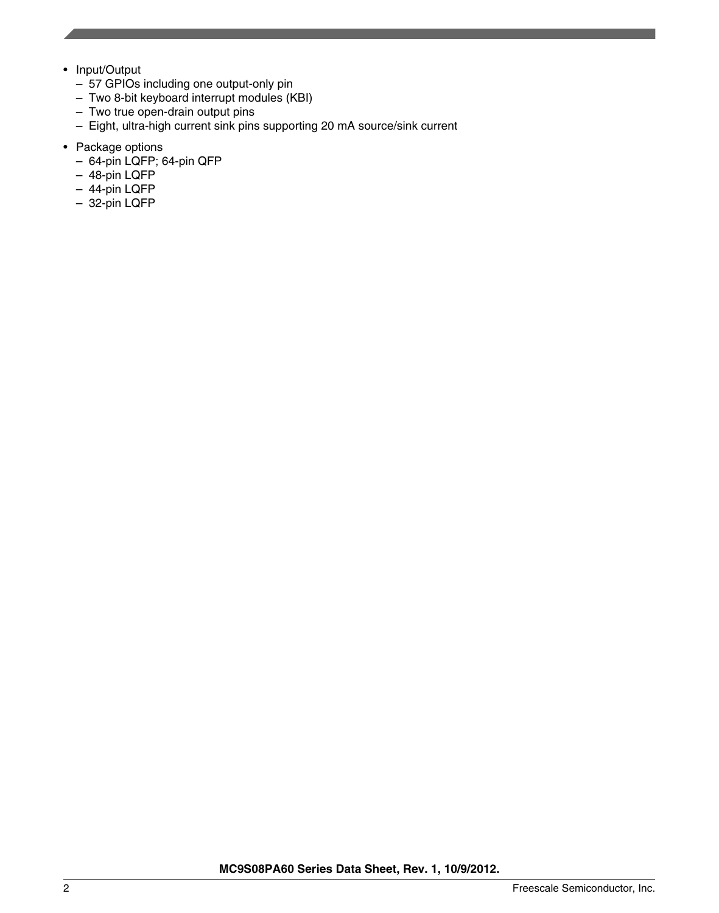- Input/Output
  - 57 GPIOs including one output-only pin
  - Two 8-bit keyboard interrupt modules (KBI)
  - Two true open-drain output pins
  - Eight, ultra-high current sink pins supporting 20 mA source/sink current
- Package options
  - 64-pin LQFP; 64-pin QFP
  - 48-pin LQFP
  - 44-pin LQFP
  - 32-pin LQFP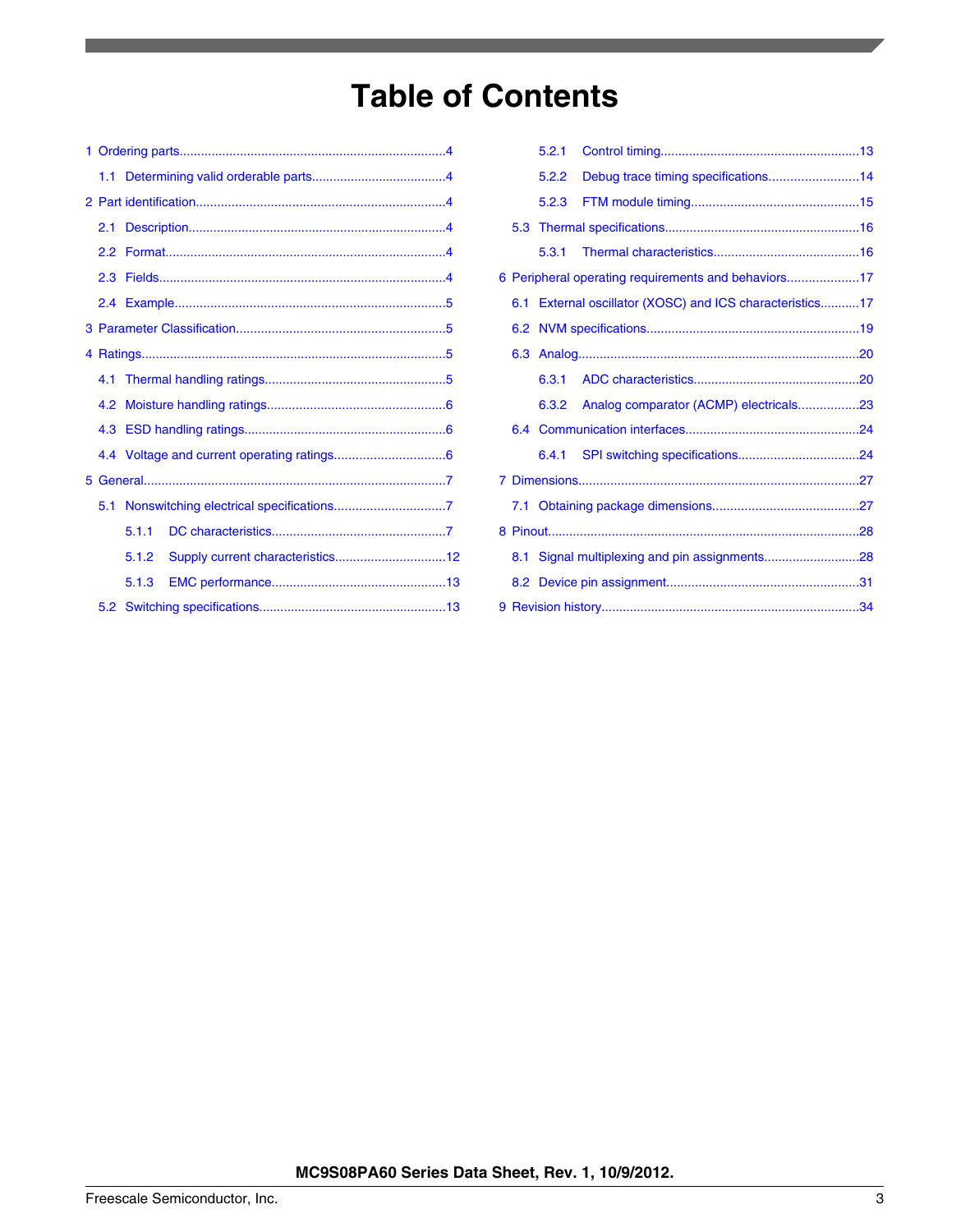# Table of Contents

- 1 Ordering parts....................4
  - 1.1 Determining valid orderable parts....................4
- 2 Part identification....................4
  - 2.1 Description....................4
  - 2.2 Format....................4
  - 2.3 Fields....................4
  - 2.4 Example....................5
- 3 Parameter Classification....................5
- 4 Ratings....................5
  - 4.1 Thermal handling ratings....................5
  - 4.2 Moisture handling ratings....................6
  - 4.3 ESD handling ratings....................6
  - 4.4 Voltage and current operating ratings....................6
- 5 General....................7
  - 5.1 Nonswitching electrical specifications....................7
    - 5.1.1 DC characteristics....................7
    - 5.1.2 Supply current characteristics....................12
    - 5.1.3 EMC performance....................13
  - 5.2 Switching specifications....................13
    - 5.2.1 Control timing....................13
    - 5.2.2 Debug trace timing specifications....................14
    - 5.2.3 FTM module timing....................15
  - 5.3 Thermal specifications....................16
    - 5.3.1 Thermal characteristics....................16
- 6 Peripheral operating requirements and behaviors....................17
  - 6.1 External oscillator (XOSC) and ICS characteristics....................17
  - 6.2 NVM specifications....................19
  - 6.3 Analog....................20
    - 6.3.1 ADC characteristics....................20
    - 6.3.2 Analog comparator (ACMP) electricals....................23
  - 6.4 Communication interfaces....................24
    - 6.4.1 SPI switching specifications....................24
- 7 Dimensions....................27
  - 7.1 Obtaining package dimensions....................27
- 8 Pinout....................28
  - 8.1 Signal multiplexing and pin assignments....................28
  - 8.2 Device pin assignment....................31
- 9 Revision history....................34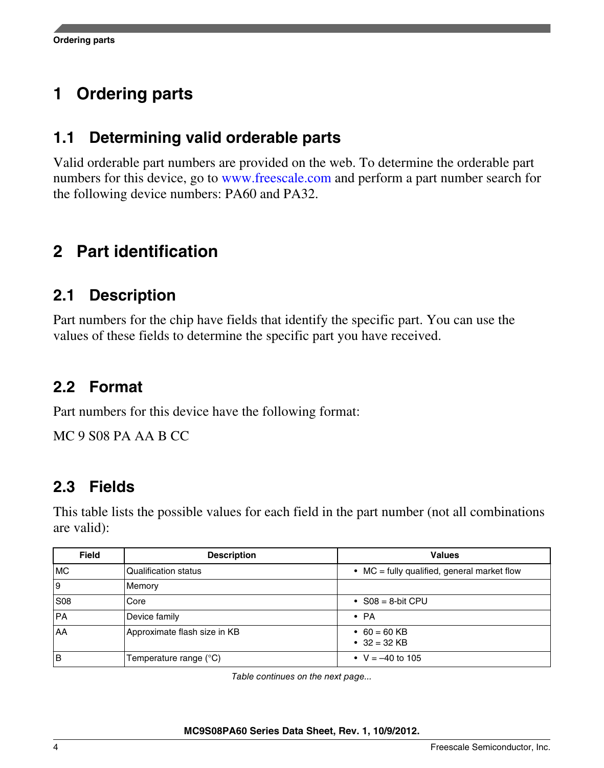# 1 Ordering parts

## 1.1 Determining valid orderable parts

Valid orderable part numbers are provided on the web. To determine the orderable part numbers for this device, go to www.freescale.com and perform a part number search for the following device numbers: PA60 and PA32.

# 2 Part identification

## 2.1 Description

Part numbers for the chip have fields that identify the specific part. You can use the values of these fields to determine the specific part you have received.

## 2.2 Format

Part numbers for this device have the following format:

MC 9 S08 PA AA B CC

## 2.3 Fields

This table lists the possible values for each field in the part number (not all combinations are valid):

| Field | Description | Values |
|---|---|---|
| MC | Qualification status | • MC = fully qualified, general market flow |
| 9 | Memory | |
| S08 | Core | • S08 = 8-bit CPU |
| PA | Device family | • PA |
| AA | Approximate flash size in KB | • 60 = 60 KB<br>• 32 = 32 KB |
| B | Temperature range (°C) | • V = –40 to 105 |

*Table continues on the next page...*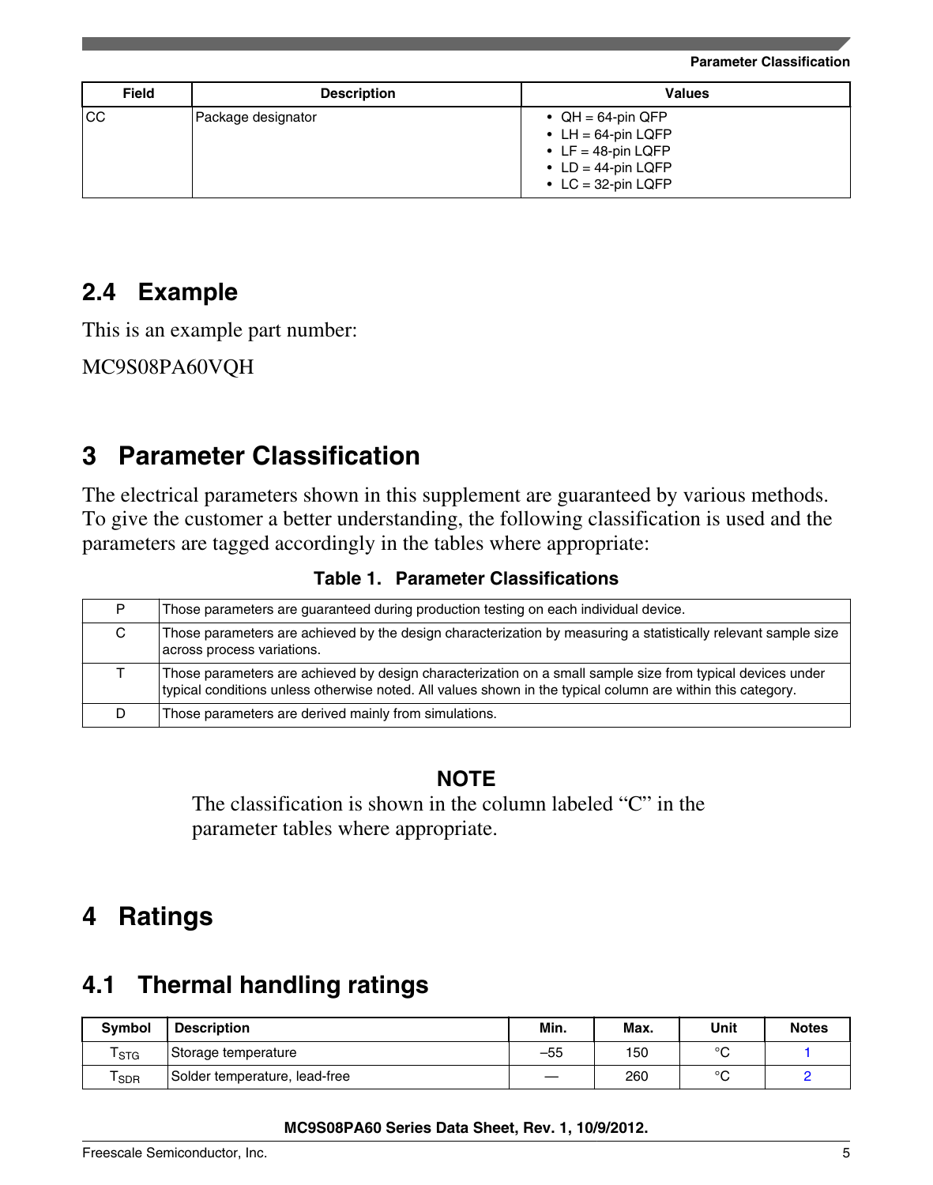| Field | Description | Values |
|---|---|---|
| CC | Package designator | • QH = 64-pin QFP<br>• LH = 64-pin LQFP<br>• LF = 48-pin LQFP<br>• LD = 44-pin LQFP<br>• LC = 32-pin LQFP |

## 2.4 Example

This is an example part number:

MC9S08PA60VQH

# 3 Parameter Classification

The electrical parameters shown in this supplement are guaranteed by various methods. To give the customer a better understanding, the following classification is used and the parameters are tagged accordingly in the tables where appropriate:

**Table 1. Parameter Classifications**

| | |
|---|---|
| P | Those parameters are guaranteed during production testing on each individual device. |
| C | Those parameters are achieved by the design characterization by measuring a statistically relevant sample size across process variations. |
| T | Those parameters are achieved by design characterization on a small sample size from typical devices under typical conditions unless otherwise noted. All values shown in the typical column are within this category. |
| D | Those parameters are derived mainly from simulations. |

**NOTE**

The classification is shown in the column labeled “C” in the parameter tables where appropriate.

# 4 Ratings

## 4.1 Thermal handling ratings

| Symbol | Description | Min. | Max. | Unit | Notes |
|---|---|---|---|---|---|
| $T_{STG}$ | Storage temperature | –55 | 150 | °C | 1 |
| $T_{SDR}$ | Solder temperature, lead-free | — | 260 | °C | 2 |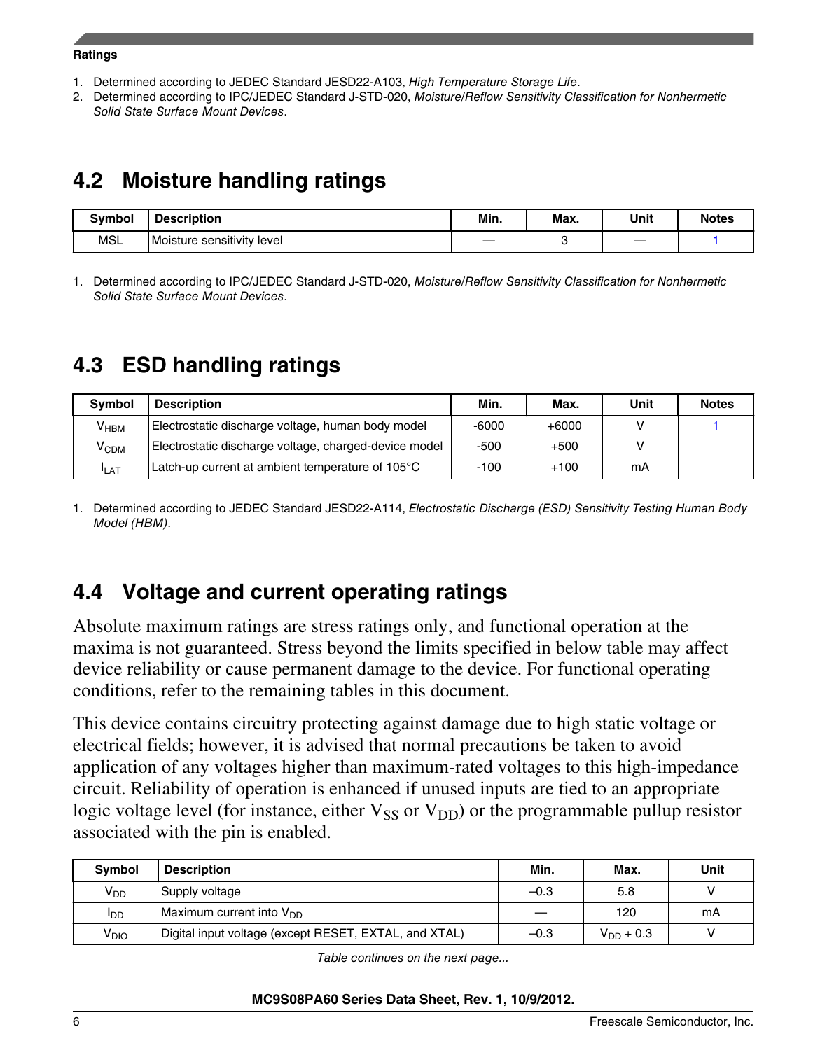1. Determined according to JEDEC Standard JESD22-A103, *High Temperature Storage Life*.
2. Determined according to IPC/JEDEC Standard J-STD-020, *Moisture/Reflow Sensitivity Classification for Nonhermetic Solid State Surface Mount Devices*.

## 4.2 Moisture handling ratings

| Symbol | Description | Min. | Max. | Unit | Notes |
|---|---|---|---|---|---|
| MSL | Moisture sensitivity level | — | 3 | — | 1 |

1. Determined according to IPC/JEDEC Standard J-STD-020, *Moisture/Reflow Sensitivity Classification for Nonhermetic Solid State Surface Mount Devices*.

## 4.3 ESD handling ratings

| Symbol | Description | Min. | Max. | Unit | Notes |
|---|---|---|---|---|---|
| $V_{HBM}$ | Electrostatic discharge voltage, human body model | -6000 | +6000 | V | 1 |
| $V_{CDM}$ | Electrostatic discharge voltage, charged-device model | -500 | +500 | V | |
| $I_{LAT}$ | Latch-up current at ambient temperature of 105°C | -100 | +100 | mA | |

1. Determined according to JEDEC Standard JESD22-A114, *Electrostatic Discharge (ESD) Sensitivity Testing Human Body Model (HBM)*.

## 4.4 Voltage and current operating ratings

Absolute maximum ratings are stress ratings only, and functional operation at the maxima is not guaranteed. Stress beyond the limits specified in below table may affect device reliability or cause permanent damage to the device. For functional operating conditions, refer to the remaining tables in this document.

This device contains circuitry protecting against damage due to high static voltage or electrical fields; however, it is advised that normal precautions be taken to avoid application of any voltages higher than maximum-rated voltages to this high-impedance circuit. Reliability of operation is enhanced if unused inputs are tied to an appropriate logic voltage level (for instance, either $V_{SS}$ or $V_{DD}$) or the programmable pullup resistor associated with the pin is enabled.

| Symbol | Description | Min. | Max. | Unit |
|---|---|---|---|---|
| $V_{DD}$ | Supply voltage | –0.3 | 5.8 | V |
| $I_{DD}$ | Maximum current into $V_{DD}$ | — | 120 | mA |
| $V_{DIO}$ | Digital input voltage (except $\overline{\text{RESET}}$, EXTAL, and XTAL) | –0.3 | $V_{DD}$ + 0.3 | V |

*Table continues on the next page...*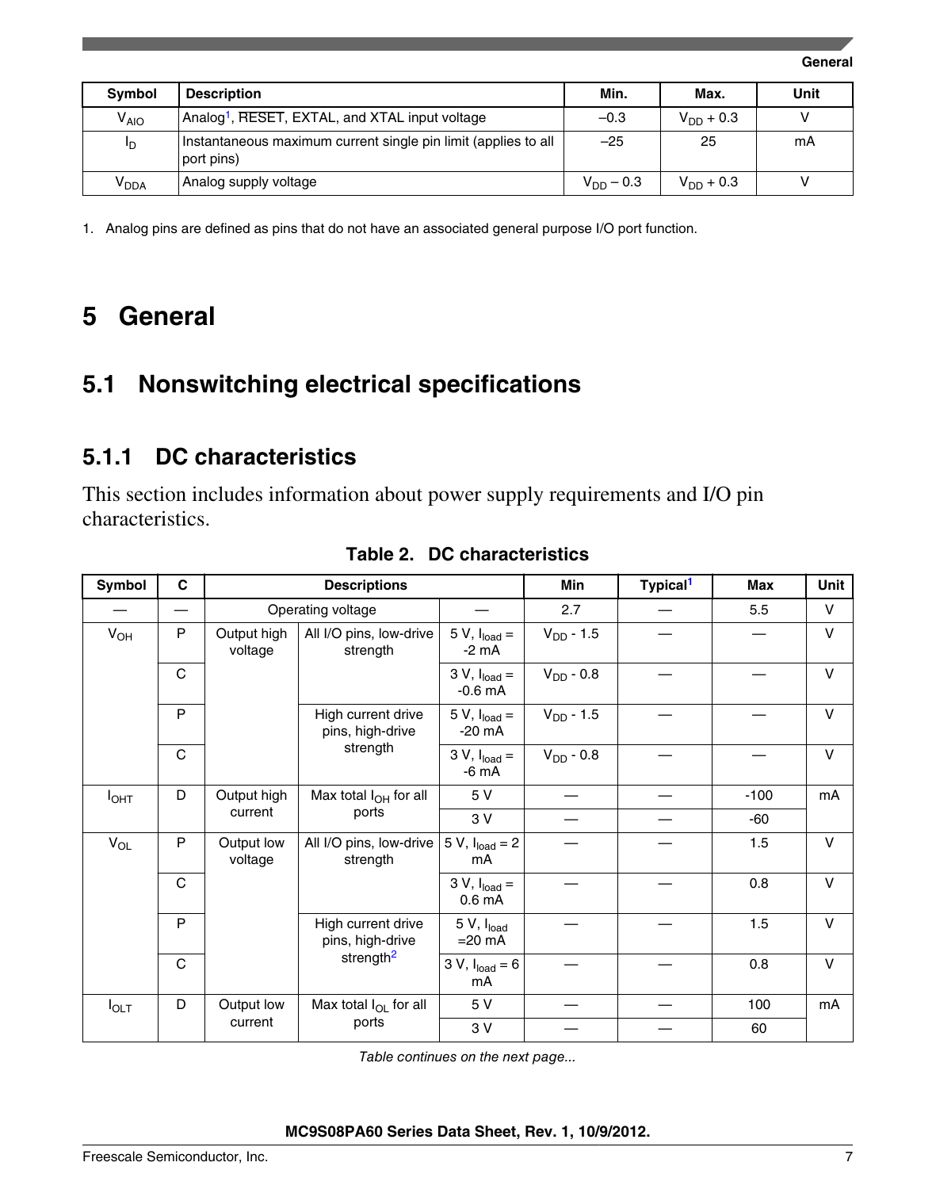| Symbol | Description | Min. | Max. | Unit |
|---|---|---|---|---|
| $V_{AIO}$ | Analog[1], RESET, EXTAL, and XTAL input voltage | –0.3 | $V_{DD}$ + 0.3 | V |
| $I_D$ | Instantaneous maximum current single pin limit (applies to all port pins) | –25 | 25 | mA |
| $V_{DDA}$ | Analog supply voltage | $V_{DD}$ – 0.3 | $V_{DD}$ + 0.3 | V |

1. Analog pins are defined as pins that do not have an associated general purpose I/O port function.

# 5 General

## 5.1 Nonswitching electrical specifications

### 5.1.1 DC characteristics

This section includes information about power supply requirements and I/O pin characteristics.

**Table 2. DC characteristics**

| Symbol | C | Descriptions | | | Min | Typical[1] | Max | Unit |
|---|---|---|---|---|---|---|---|---|
| — | — | Operating voltage | | — | 2.7 | — | 5.5 | V |
| $V_{OH}$ | P | Output high voltage | All I/O pins, low-drive strength | 5 V, $I_{load}$ = -2 mA | $V_{DD}$ - 1.5 | — | — | V |
| | C | | | 3 V, $I_{load}$ = -0.6 mA | $V_{DD}$ - 0.8 | — | — | V |
| | P | | High current drive pins, high-drive strength | 5 V, $I_{load}$ = -20 mA | $V_{DD}$ - 1.5 | — | — | V |
| | C | | | 3 V, $I_{load}$ = -6 mA | $V_{DD}$ - 0.8 | — | — | V |
| $I_{OHT}$ | D | Output high current | Max total $I_{OH}$ for all ports | 5 V | — | — | -100 | mA |
| | | | | 3 V | — | — | -60 | |
| $V_{OL}$ | P | Output low voltage | All I/O pins, low-drive strength | 5 V, $I_{load}$ = 2 mA | — | — | 1.5 | V |
| | C | | | 3 V, $I_{load}$ = 0.6 mA | — | — | 0.8 | V |
| | P | | High current drive pins, high-drive strength[2] | 5 V, $I_{load}$ =20 mA | — | — | 1.5 | V |
| | C | | | 3 V, $I_{load}$ = 6 mA | — | — | 0.8 | V |
| $I_{OLT}$ | D | Output low current | Max total $I_{OL}$ for all ports | 5 V | — | — | 100 | mA |
| | | | | 3 V | — | — | 60 | |

*Table continues on the next page...*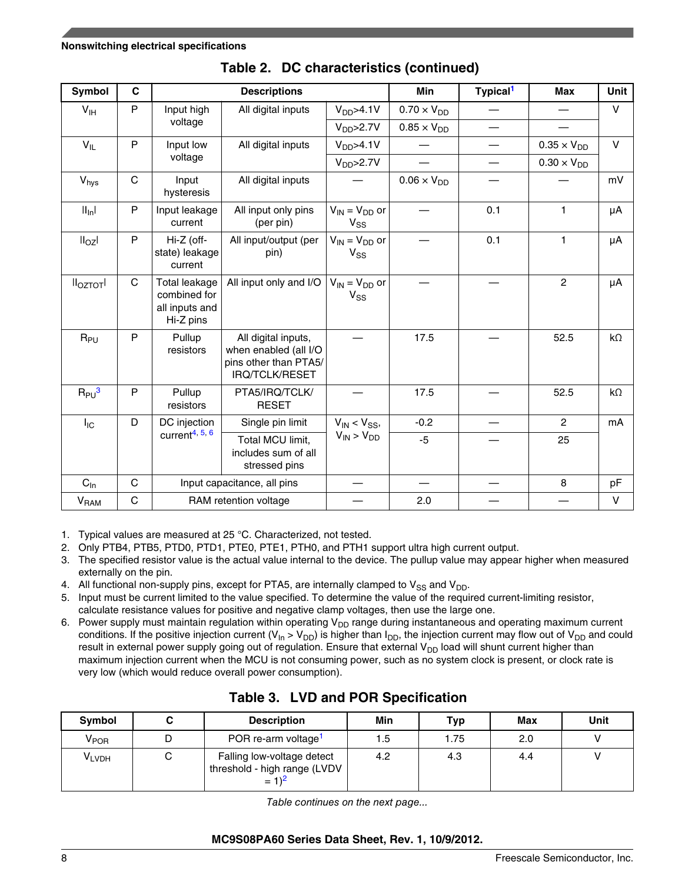## Nonswitching electrical specifications

**Table 2. DC characteristics (continued)**

| Symbol | C | Descriptions | | | Min | Typical[1] | Max | Unit |
|---|---|---|---|---|---|---|---|---|
| $V_{IH}$ | P | Input high voltage | All digital inputs | $V_{DD}$>4.1V | 0.70 × $V_{DD}$ | — | — | V |
| | | | | $V_{DD}$>2.7V | 0.85 × $V_{DD}$ | — | — | |
| $V_{IL}$ | P | Input low voltage | All digital inputs | $V_{DD}$>4.1V | — | — | 0.35 × $V_{DD}$ | V |
| | | | | $V_{DD}$>2.7V | — | — | 0.30 × $V_{DD}$ | |
| $V_{hys}$ | C | Input hysteresis | All digital inputs | — | 0.06 × $V_{DD}$ | — | — | mV |
| $\|I_{In}\|$ | P | Input leakage current | All input only pins (per pin) | $V_{IN}$ = $V_{DD}$ or $V_{SS}$ | — | 0.1 | 1 | µA |
| $\|I_{OZ}\|$ | P | Hi-Z (off-state) leakage current | All input/output (per pin) | $V_{IN}$ = $V_{DD}$ or $V_{SS}$ | — | 0.1 | 1 | µA |
| $\|I_{OZTOT}\|$ | C | Total leakage combined for all inputs and Hi-Z pins | All input only and I/O | $V_{IN}$ = $V_{DD}$ or $V_{SS}$ | — | — | 2 | µA |
| $R_{PU}$ | P | Pullup resistors | All digital inputs, when enabled (all I/O pins other than PTA5/IRQ/TCLK/RESET | — | 17.5 | — | 52.5 | kΩ |
| $R_{PU}$[3] | P | Pullup resistors | PTA5/IRQ/TCLK/RESET | — | 17.5 | — | 52.5 | kΩ |
| $I_{IC}$ | D | DC injection current[4, 5, 6] | Single pin limit | $V_{IN}$ < $V_{SS}$, $V_{IN}$ > $V_{DD}$ | -0.2 | — | 2 | mA |
| | | | Total MCU limit, includes sum of all stressed pins | | -5 | — | 25 | |
| $C_{In}$ | C | Input capacitance, all pins | | — | — | — | 8 | pF |
| $V_{RAM}$ | C | RAM retention voltage | | — | 2.0 | — | — | V |

1. Typical values are measured at 25 °C. Characterized, not tested.
2. Only PTB4, PTB5, PTD0, PTD1, PTE0, PTE1, PTH0, and PTH1 support ultra high current output.
3. The specified resistor value is the actual value internal to the device. The pullup value may appear higher when measured externally on the pin.
4. All functional non-supply pins, except for PTA5, are internally clamped to $V_{SS}$ and $V_{DD}$.
5. Input must be current limited to the value specified. To determine the value of the required current-limiting resistor, calculate resistance values for positive and negative clamp voltages, then use the large one.
6. Power supply must maintain regulation within operating $V_{DD}$ range during instantaneous and operating maximum current conditions. If the positive injection current ($V_{In}$ > $V_{DD}$) is higher than $I_{DD}$, the injection current may flow out of $V_{DD}$ and could result in external power supply going out of regulation. Ensure that external $V_{DD}$ load will shunt current higher than maximum injection current when the MCU is not consuming power, such as no system clock is present, or clock rate is very low (which would reduce overall power consumption).

**Table 3. LVD and POR Specification**

| Symbol | C | Description | Min | Typ | Max | Unit |
|---|---|---|---|---|---|---|
| $V_{POR}$ | D | POR re-arm voltage[1] | 1.5 | 1.75 | 2.0 | V |
| $V_{LVDH}$ | C | Falling low-voltage detect threshold - high range (LVDV = 1)[2] | 4.2 | 4.3 | 4.4 | V |

*Table continues on the next page...*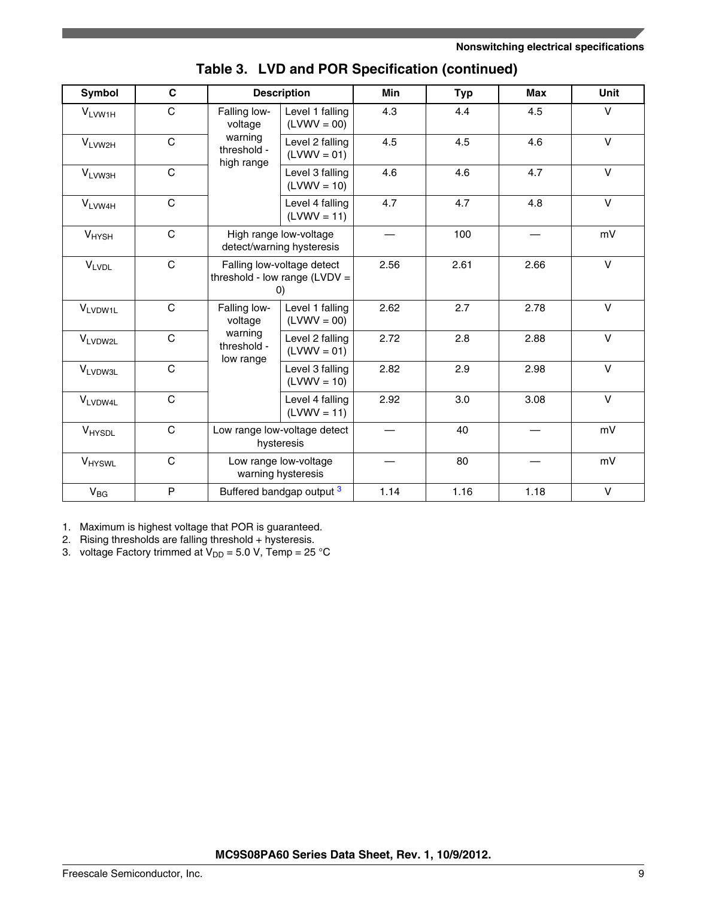## Table 3. LVD and POR Specification (continued)

| Symbol | C | Description | | Min | Typ | Max | Unit |
|---|---|---|---|---|---|---|---|
| $V_{LVW1H}$ | C | Falling low-voltage warning threshold - high range | Level 1 falling (LVWV = 00) | 4.3 | 4.4 | 4.5 | V |
| $V_{LVW2H}$ | C | | Level 2 falling (LVWV = 01) | 4.5 | 4.5 | 4.6 | V |
| $V_{LVW3H}$ | C | | Level 3 falling (LVWV = 10) | 4.6 | 4.6 | 4.7 | V |
| $V_{LVW4H}$ | C | | Level 4 falling (LVWV = 11) | 4.7 | 4.7 | 4.8 | V |
| $V_{HYSH}$ | C | High range low-voltage detect/warning hysteresis | | — | 100 | — | mV |
| $V_{LVDL}$ | C | Falling low-voltage detect threshold - low range (LVDV = 0) | | 2.56 | 2.61 | 2.66 | V |
| $V_{LVDW1L}$ | C | Falling low-voltage warning threshold - low range | Level 1 falling (LVWV = 00) | 2.62 | 2.7 | 2.78 | V |
| $V_{LVDW2L}$ | C | | Level 2 falling (LVWV = 01) | 2.72 | 2.8 | 2.88 | V |
| $V_{LVDW3L}$ | C | | Level 3 falling (LVWV = 10) | 2.82 | 2.9 | 2.98 | V |
| $V_{LVDW4L}$ | C | | Level 4 falling (LVWV = 11) | 2.92 | 3.0 | 3.08 | V |
| $V_{HYSDL}$ | C | Low range low-voltage detect hysteresis | | — | 40 | — | mV |
| $V_{HYSWL}$ | C | Low range low-voltage warning hysteresis | | — | 80 | — | mV |
| $V_{BG}$ | P | Buffered bandgap output [3] | | 1.14 | 1.16 | 1.18 | V |

1. Maximum is highest voltage that POR is guaranteed.
2. Rising thresholds are falling threshold + hysteresis.
3. voltage Factory trimmed at $V_{DD}$ = 5.0 V, Temp = 25 °C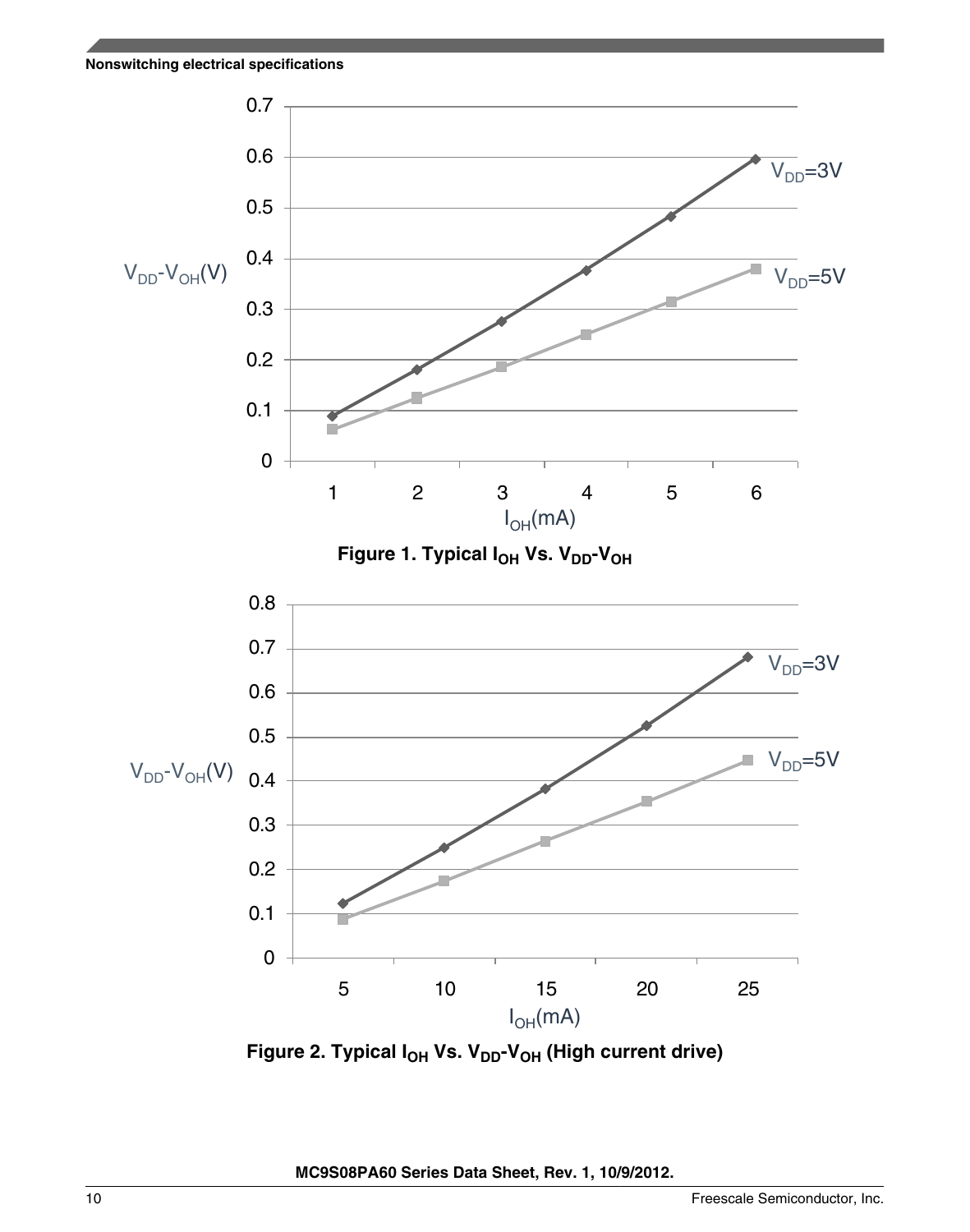Figure 1. Typical $I_{OH}$ Vs. $V_{DD}$-$V_{OH}$

Figure 2. Typical $I_{OH}$ Vs. $V_{DD}$-$V_{OH}$ (High current drive)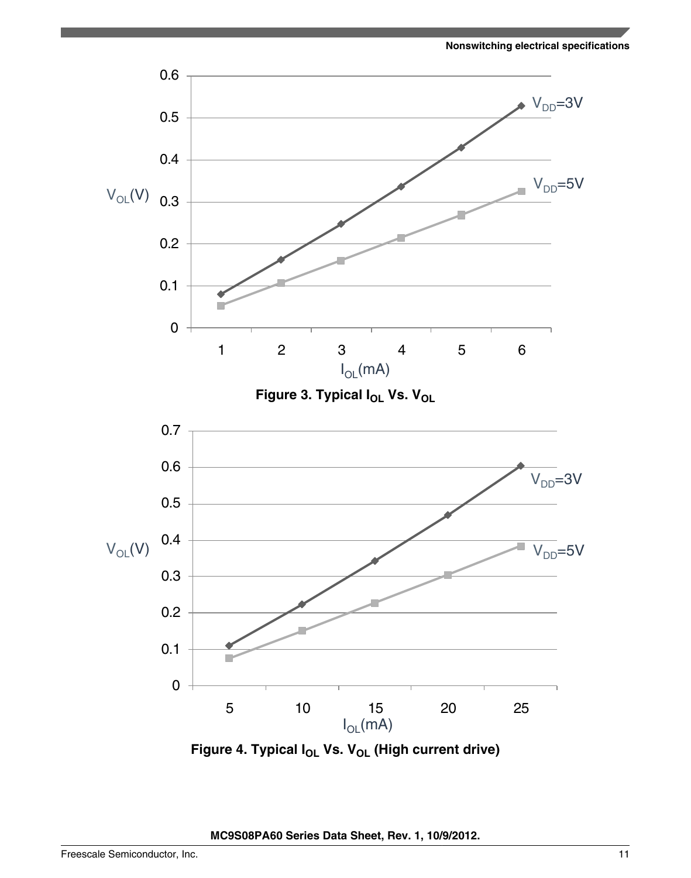Figure 3. Typical $I_{OL}$ Vs. $V_{OL}$

Figure 4. Typical $I_{OL}$ Vs. $V_{OL}$ (High current drive)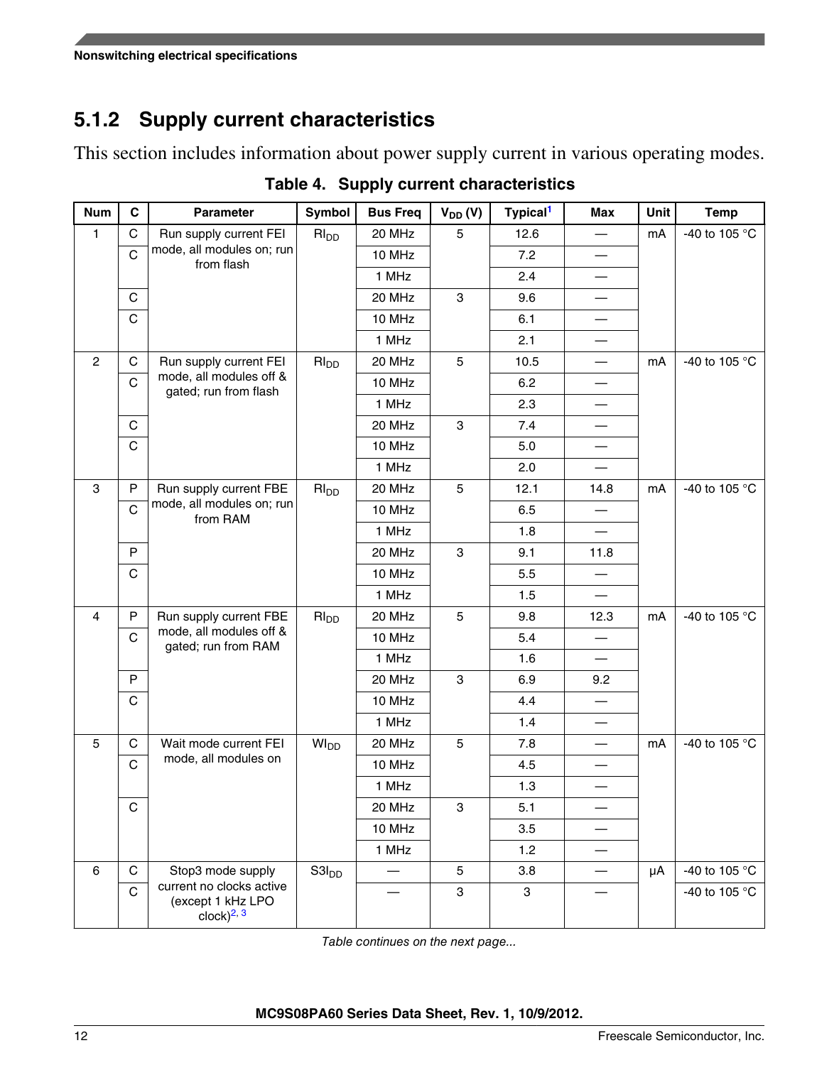## 5.1.2 Supply current characteristics

This section includes information about power supply current in various operating modes.

**Table 4. Supply current characteristics**

| Num | C | Parameter | Symbol | Bus Freq | $V_{DD}$ (V) | Typical[1] | Max | Unit | Temp |
|---|---|---|---|---|---|---|---|---|---|
| 1 | C | Run supply current FEI mode, all modules on; run from flash | $RI_{DD}$ | 20 MHz | 5 | 12.6 | — | mA | -40 to 105 °C |
| | C | | | 10 MHz | | 7.2 | — | | |
| | | | | 1 MHz | | 2.4 | — | | |
| | C | | | 20 MHz | 3 | 9.6 | — | | |
| | C | | | 10 MHz | | 6.1 | — | | |
| | | | | 1 MHz | | 2.1 | — | | |
| 2 | C | Run supply current FEI mode, all modules off & gated; run from flash | $RI_{DD}$ | 20 MHz | 5 | 10.5 | — | mA | -40 to 105 °C |
| | C | | | 10 MHz | | 6.2 | — | | |
| | | | | 1 MHz | | 2.3 | — | | |
| | C | | | 20 MHz | 3 | 7.4 | — | | |
| | C | | | 10 MHz | | 5.0 | — | | |
| | | | | 1 MHz | | 2.0 | — | | |
| 3 | P | Run supply current FBE mode, all modules on; run from RAM | $RI_{DD}$ | 20 MHz | 5 | 12.1 | 14.8 | mA | -40 to 105 °C |
| | C | | | 10 MHz | | 6.5 | — | | |
| | | | | 1 MHz | | 1.8 | — | | |
| | P | | | 20 MHz | 3 | 9.1 | 11.8 | | |
| | C | | | 10 MHz | | 5.5 | — | | |
| | | | | 1 MHz | | 1.5 | — | | |
| 4 | P | Run supply current FBE mode, all modules off & gated; run from RAM | $RI_{DD}$ | 20 MHz | 5 | 9.8 | 12.3 | mA | -40 to 105 °C |
| | C | | | 10 MHz | | 5.4 | — | | |
| | | | | 1 MHz | | 1.6 | — | | |
| | P | | | 20 MHz | 3 | 6.9 | 9.2 | | |
| | C | | | 10 MHz | | 4.4 | — | | |
| | | | | 1 MHz | | 1.4 | — | | |
| 5 | C | Wait mode current FEI mode, all modules on | $WI_{DD}$ | 20 MHz | 5 | 7.8 | — | mA | -40 to 105 °C |
| | C | | | 10 MHz | | 4.5 | — | | |
| | | | | 1 MHz | | 1.3 | — | | |
| | C | | | 20 MHz | 3 | 5.1 | — | | |
| | | | | 10 MHz | | 3.5 | — | | |
| | | | | 1 MHz | | 1.2 | — | | |
| 6 | C | Stop3 mode supply current no clocks active (except 1 kHz LPO clock)[2, 3] | $S3I_{DD}$ | — | 5 | 3.8 | — | μA | -40 to 105 °C |
| | C | | | — | 3 | 3 | — | | -40 to 105 °C |

*Table continues on the next page...*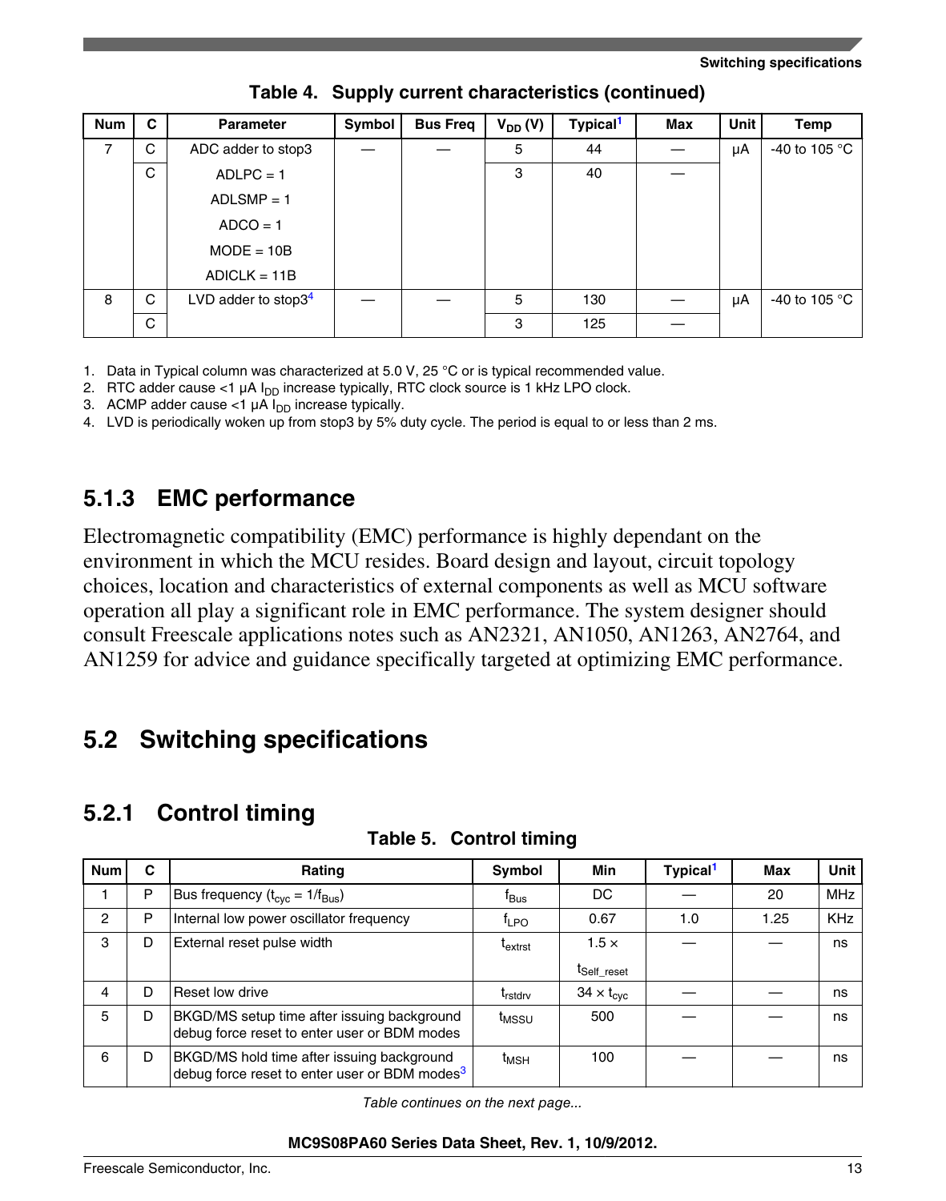**Table 4. Supply current characteristics (continued)**

| Num | C | Parameter | Symbol | Bus Freq | $V_{DD}$ (V) | Typical[1] | Max | Unit | Temp |
|---|---|---|---|---|---|---|---|---|---|
| 7 | C | ADC adder to stop3 | — | — | 5 | 44 | — | μA | -40 to 105 °C |
| | C | ADLPC = 1<br>ADLSMP = 1<br>ADCO = 1<br>MODE = 10B<br>ADICLK = 11B | | | 3 | 40 | — | | |
| 8 | C | LVD adder to stop3[4] | — | — | 5 | 130 | — | μA | -40 to 105 °C |
| | C | | | | 3 | 125 | — | | |

1. Data in Typical column was characterized at 5.0 V, 25 °C or is typical recommended value.
2. RTC adder cause <1 μA $I_{DD}$ increase typically, RTC clock source is 1 kHz LPO clock.
3. ACMP adder cause <1 μA $I_{DD}$ increase typically.
4. LVD is periodically woken up from stop3 by 5% duty cycle. The period is equal to or less than 2 ms.

### 5.1.3 EMC performance

Electromagnetic compatibility (EMC) performance is highly dependant on the environment in which the MCU resides. Board design and layout, circuit topology choices, location and characteristics of external components as well as MCU software operation all play a significant role in EMC performance. The system designer should consult Freescale applications notes such as AN2321, AN1050, AN1263, AN2764, and AN1259 for advice and guidance specifically targeted at optimizing EMC performance.

## 5.2 Switching specifications

### 5.2.1 Control timing

**Table 5. Control timing**

| Num | C | Rating | Symbol | Min | Typical[1] | Max | Unit |
|---|---|---|---|---|---|---|---|
| 1 | P | Bus frequency ($t_{cyc} = 1/f_{Bus}$) | $f_{Bus}$ | DC | — | 20 | MHz |
| 2 | P | Internal low power oscillator frequency | $f_{LPO}$ | 0.67 | 1.0 | 1.25 | KHz |
| 3 | D | External reset pulse width | $t_{extrst}$ | $1.5 \times t_{Self\_reset}$ | — | — | ns |
| 4 | D | Reset low drive | $t_{rstdrv}$ | $34 \times t_{cyc}$ | — | — | ns |
| 5 | D | BKGD/MS setup time after issuing background debug force reset to enter user or BDM modes | $t_{MSSU}$ | 500 | — | — | ns |
| 6 | D | BKGD/MS hold time after issuing background debug force reset to enter user or BDM modes[3] | $t_{MSH}$ | 100 | — | — | ns |

*Table continues on the next page...*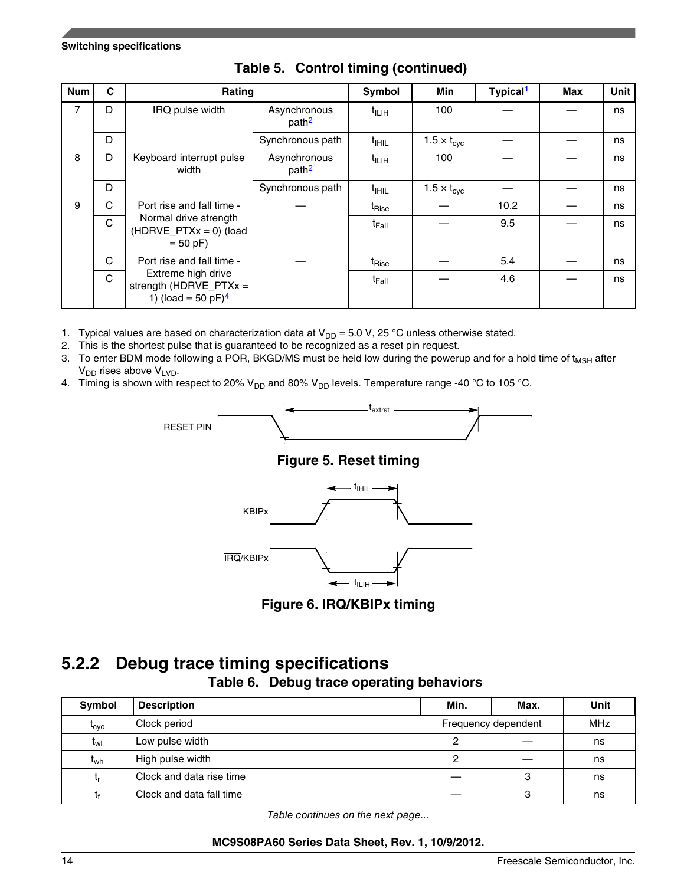**Table 5. Control timing (continued)**

| Num | C | Rating | | Symbol | Min | Typical[1] | Max | Unit |
|---|---|---|---|---|---|---|---|---|
| 7 | D | IRQ pulse width | Asynchronous path[2] | $t_{ILIH}$ | 100 | — | — | ns |
| | D | | Synchronous path | $t_{IHIL}$ | $1.5 \times t_{cyc}$ | — | — | ns |
| 8 | D | Keyboard interrupt pulse width | Asynchronous path[2] | $t_{ILIH}$ | 100 | — | — | ns |
| | D | | Synchronous path | $t_{IHIL}$ | $1.5 \times t_{cyc}$ | — | — | ns |
| 9 | C | Port rise and fall time - Normal drive strength (HDRVE_PTXx = 0) (load = 50 pF) | — | $t_{Rise}$ | — | 10.2 | — | ns |
| | C | | | $t_{Fall}$ | — | 9.5 | — | ns |
| | C | Port rise and fall time - Extreme high drive strength (HDRVE_PTXx = 1) (load = 50 pF)[4] | — | $t_{Rise}$ | — | 5.4 | — | ns |
| | C | | | $t_{Fall}$ | — | 4.6 | — | ns |

1. Typical values are based on characterization data at $V_{DD}$ = 5.0 V, 25 °C unless otherwise stated.
2. This is the shortest pulse that is guaranteed to be recognized as a reset pin request.
3. To enter BDM mode following a POR, BKGD/MS must be held low during the powerup and for a hold time of $t_{MSH}$ after $V_{DD}$ rises above $V_{LVD}$.
4. Timing is shown with respect to 20% $V_{DD}$ and 80% $V_{DD}$ levels. Temperature range -40 °C to 105 °C.

**Figure 5. Reset timing**

**Figure 6. IRQ/KBIPx timing**

### 5.2.2 Debug trace timing specifications

**Table 6. Debug trace operating behaviors**

| Symbol | Description | Min. | Max. | Unit |
|---|---|---|---|---|
| $t_{cyc}$ | Clock period | Frequency dependent | | MHz |
| $t_{wl}$ | Low pulse width | 2 | — | ns |
| $t_{wh}$ | High pulse width | 2 | — | ns |
| $t_r$ | Clock and data rise time | — | 3 | ns |
| $t_f$ | Clock and data fall time | — | 3 | ns |

*Table continues on the next page...*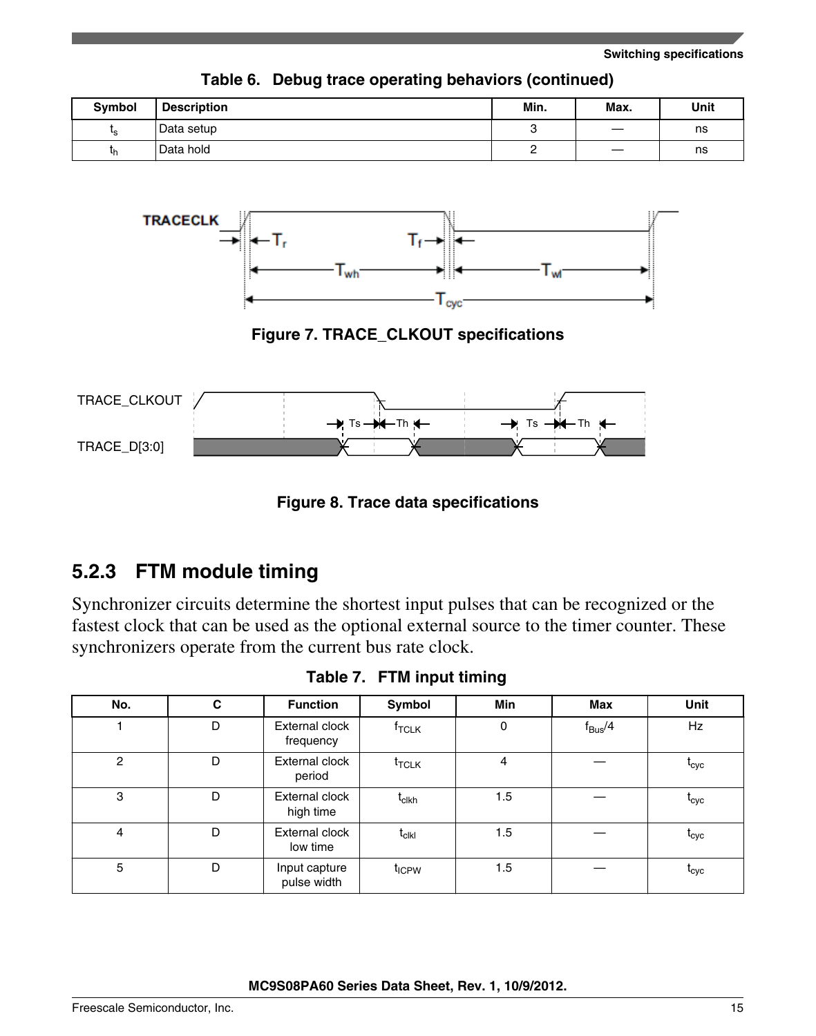**Table 6. Debug trace operating behaviors (continued)**

| Symbol | Description | Min. | Max. | Unit |
|---|---|---|---|---|
| $t_s$ | Data setup | 3 | — | ns |
| $t_h$ | Data hold | 2 | — | ns |

Figure 7. TRACE_CLKOUT specifications

Figure 8. Trace data specifications

### 5.2.3 FTM module timing

Synchronizer circuits determine the shortest input pulses that can be recognized or the fastest clock that can be used as the optional external source to the timer counter. These synchronizers operate from the current bus rate clock.

**Table 7. FTM input timing**

| No. | C | Function | Symbol | Min | Max | Unit |
|---|---|---|---|---|---|---|
| 1 | D | External clock frequency | $f_{TCLK}$ | 0 | $f_{Bus}/4$ | Hz |
| 2 | D | External clock period | $t_{TCLK}$ | 4 | — | $t_{cyc}$ |
| 3 | D | External clock high time | $t_{clkh}$ | 1.5 | — | $t_{cyc}$ |
| 4 | D | External clock low time | $t_{clkl}$ | 1.5 | — | $t_{cyc}$ |
| 5 | D | Input capture pulse width | $t_{ICPW}$ | 1.5 | — | $t_{cyc}$ |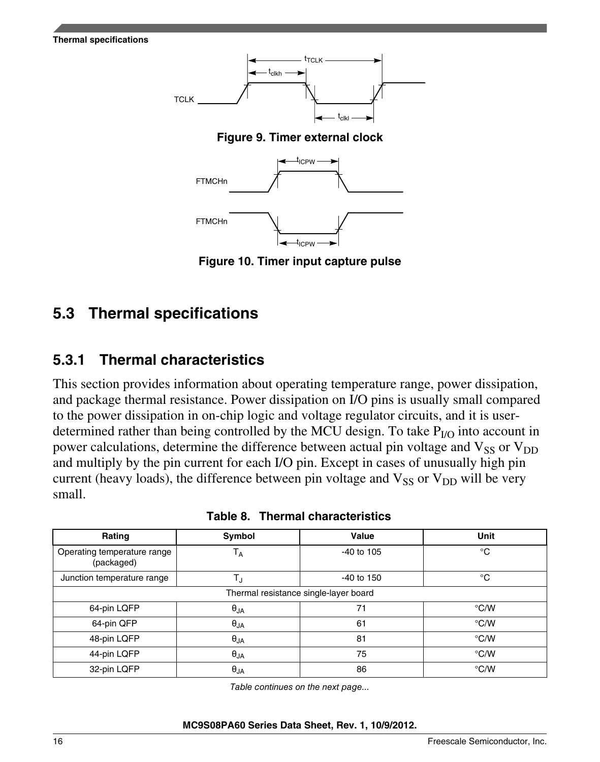Figure 9. Timer external clock

Figure 10. Timer input capture pulse

## 5.3 Thermal specifications

### 5.3.1 Thermal characteristics

This section provides information about operating temperature range, power dissipation, and package thermal resistance. Power dissipation on I/O pins is usually small compared to the power dissipation in on-chip logic and voltage regulator circuits, and it is user-determined rather than being controlled by the MCU design. To take $P_{I/O}$ into account in power calculations, determine the difference between actual pin voltage and $V_{SS}$ or $V_{DD}$ and multiply by the pin current for each I/O pin. Except in cases of unusually high pin current (heavy loads), the difference between pin voltage and $V_{SS}$ or $V_{DD}$ will be very small.

**Table 8. Thermal characteristics**

| Rating | Symbol | Value | Unit |
|---|---|---|---|
| Operating temperature range (packaged) | $T_A$ | -40 to 105 | °C |
| Junction temperature range | $T_J$ | -40 to 150 | °C |
| Thermal resistance single-layer board | | | |
| 64-pin LQFP | $\theta_{JA}$ | 71 | °C/W |
| 64-pin QFP | $\theta_{JA}$ | 61 | °C/W |
| 48-pin LQFP | $\theta_{JA}$ | 81 | °C/W |
| 44-pin LQFP | $\theta_{JA}$ | 75 | °C/W |
| 32-pin LQFP | $\theta_{JA}$ | 86 | °C/W |

*Table continues on the next page...*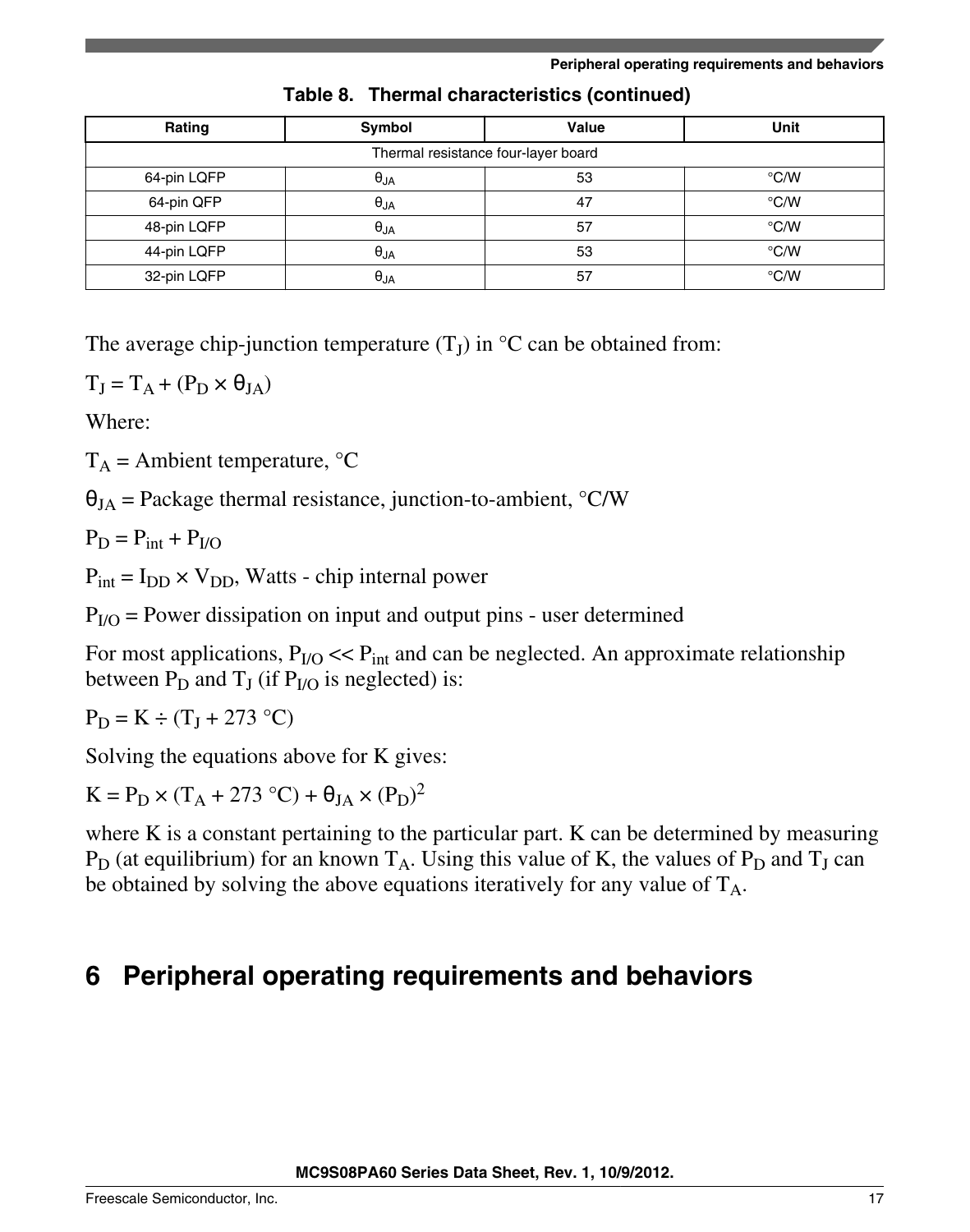**Table 8. Thermal characteristics (continued)**

| Rating | Symbol | Value | Unit |
|---|---|---|---|
| Thermal resistance four-layer board | | | |
| 64-pin LQFP | $\theta_{JA}$ | 53 | °C/W |
| 64-pin QFP | $\theta_{JA}$ | 47 | °C/W |
| 48-pin LQFP | $\theta_{JA}$ | 57 | °C/W |
| 44-pin LQFP | $\theta_{JA}$ | 53 | °C/W |
| 32-pin LQFP | $\theta_{JA}$ | 57 | °C/W |

The average chip-junction temperature ($T_J$) in °C can be obtained from:

$$T_J = T_A + (P_D \times \theta_{JA})$$

Where:

$T_A$ = Ambient temperature, °C

$\theta_{JA}$ = Package thermal resistance, junction-to-ambient, °C/W

$P_D = P_{int} + P_{I/O}$

$P_{int} = I_{DD} \times V_{DD}$, Watts - chip internal power

$P_{I/O}$ = Power dissipation on input and output pins - user determined

For most applications, $P_{I/O} << P_{int}$ and can be neglected. An approximate relationship between $P_D$ and $T_J$ (if $P_{I/O}$ is neglected) is:

$$P_D = K \div (T_J + 273 \text{ °C})$$

Solving the equations above for K gives:

$$K = P_D \times (T_A + 273 \text{ °C}) + \theta_{JA} \times (P_D)^2$$

where K is a constant pertaining to the particular part. K can be determined by measuring $P_D$ (at equilibrium) for an known $T_A$. Using this value of K, the values of $P_D$ and $T_J$ can be obtained by solving the above equations iteratively for any value of $T_A$.

# 6 Peripheral operating requirements and behaviors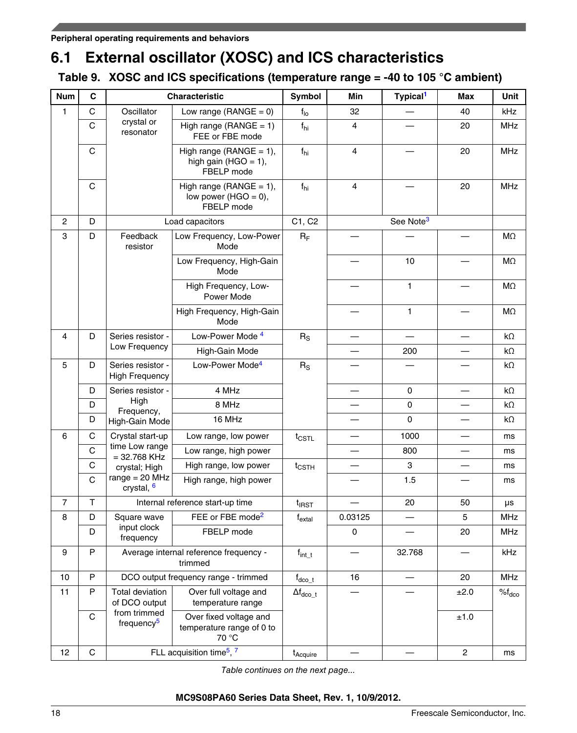## 6.1 External oscillator (XOSC) and ICS characteristics

**Table 9. XOSC and ICS specifications (temperature range = -40 to 105 °C ambient)**

| Num | C | Characteristic | | Symbol | Min | Typical[1] | Max | Unit |
|---|---|---|---|---|---|---|---|---|
| 1 | C | Oscillator crystal or resonator | Low range (RANGE = 0) | $f_{lo}$ | 32 | — | 40 | kHz |
| | C | | High range (RANGE = 1) FEE or FBE mode | $f_{hi}$ | 4 | — | 20 | MHz |
| | C | | High range (RANGE = 1), high gain (HGO = 1), FBELP mode | $f_{hi}$ | 4 | — | 20 | MHz |
| | C | | High range (RANGE = 1), low power (HGO = 0), FBELP mode | $f_{hi}$ | 4 | — | 20 | MHz |
| 2 | D | Load capacitors | | C1, C2 | See Note[3] | | | |
| 3 | D | Feedback resistor | Low Frequency, Low-Power Mode | $R_F$ | — | — | — | MΩ |
| | | | Low Frequency, High-Gain Mode | | — | 10 | — | MΩ |
| | | | High Frequency, Low-Power Mode | | — | 1 | — | MΩ |
| | | | High Frequency, High-Gain Mode | | — | 1 | — | MΩ |
| 4 | D | Series resistor - Low Frequency | Low-Power Mode [4] | $R_S$ | — | — | — | kΩ |
| | | | High-Gain Mode | | — | 200 | — | kΩ |
| 5 | D | Series resistor - High Frequency | Low-Power Mode[4] | $R_S$ | — | — | — | kΩ |
| | D | Series resistor - High Frequency, High-Gain Mode | 4 MHz | | — | 0 | — | kΩ |
| | D | | 8 MHz | | — | 0 | — | kΩ |
| | D | | 16 MHz | | — | 0 | — | kΩ |
| 6 | C | Crystal start-up time Low range = 32.768 KHz crystal; High range = 20 MHz crystal, [6] | Low range, low power | $t_{CSTL}$ | — | 1000 | — | ms |
| | C | | Low range, high power | | — | 800 | — | ms |
| | C | | High range, low power | $t_{CSTH}$ | — | 3 | — | ms |
| | C | | High range, high power | | — | 1.5 | — | ms |
| 7 | T | Internal reference start-up time | | $t_{IRST}$ | — | 20 | 50 | μs |
| 8 | D | Square wave input clock frequency | FEE or FBE mode[2] | $f_{extal}$ | 0.03125 | — | 5 | MHz |
| | D | | FBELP mode | | 0 | — | 20 | MHz |
| 9 | P | Average internal reference frequency - trimmed | | $f_{int\_t}$ | — | 32.768 | — | kHz |
| 10 | P | DCO output frequency range - trimmed | | $f_{dco\_t}$ | 16 | — | 20 | MHz |
| 11 | P | Total deviation of DCO output from trimmed frequency[5] | Over full voltage and temperature range | $\Delta f_{dco\_t}$ | — | — | ±2.0 | $\%f_{dco}$ |
| | C | | Over fixed voltage and temperature range of 0 to 70 °C | | | | ±1.0 | |
| 12 | C | FLL acquisition time[5], [7] | | $t_{Acquire}$ | — | — | 2 | ms |

*Table continues on the next page...*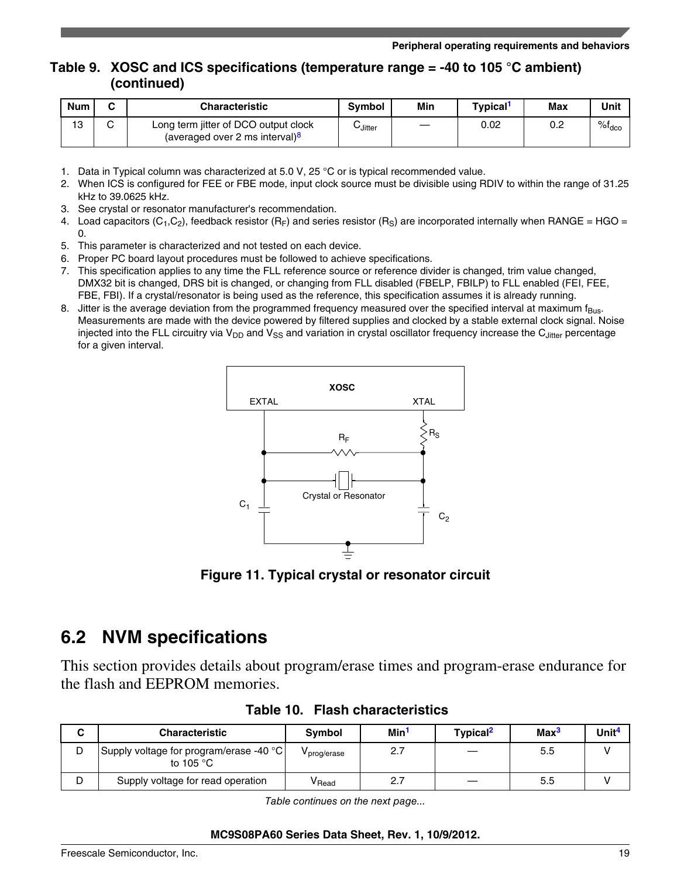**Table 9. XOSC and ICS specifications (temperature range = -40 to 105 °C ambient) (continued)**

| Num | C | Characteristic | Symbol | Min | Typical[1] | Max | Unit |
|---|---|---|---|---|---|---|---|
| 13 | C | Long term jitter of DCO output clock (averaged over 2 ms interval)[8] | $C_{Jitter}$ | — | 0.02 | 0.2 | $\%f_{dco}$ |

1. Data in Typical column was characterized at 5.0 V, 25 °C or is typical recommended value.
2. When ICS is configured for FEE or FBE mode, input clock source must be divisible using RDIV to within the range of 31.25 kHz to 39.0625 kHz.
3. See crystal or resonator manufacturer's recommendation.
4. Load capacitors ($C_1$,$C_2$), feedback resistor ($R_F$) and series resistor ($R_S$) are incorporated internally when RANGE = HGO = 0.
5. This parameter is characterized and not tested on each device.
6. Proper PC board layout procedures must be followed to achieve specifications.
7. This specification applies to any time the FLL reference source or reference divider is changed, trim value changed, DMX32 bit is changed, DRS bit is changed, or changing from FLL disabled (FBELP, FBILP) to FLL enabled (FEI, FEE, FBE, FBI). If a crystal/resonator is being used as the reference, this specification assumes it is already running.
8. Jitter is the average deviation from the programmed frequency measured over the specified interval at maximum $f_{Bus}$. Measurements are made with the device powered by filtered supplies and clocked by a stable external clock signal. Noise injected into the FLL circuitry via $V_{DD}$ and $V_{SS}$ and variation in crystal oscillator frequency increase the $C_{Jitter}$ percentage for a given interval.

**Figure 11. Typical crystal or resonator circuit**

## 6.2 NVM specifications

This section provides details about program/erase times and program-erase endurance for the flash and EEPROM memories.

**Table 10. Flash characteristics**

| C | Characteristic | Symbol | Min[1] | Typical[2] | Max[3] | Unit[4] |
|---|---|---|---|---|---|---|
| D | Supply voltage for program/erase -40 °C to 105 °C | $V_{prog/erase}$ | 2.7 | — | 5.5 | V |
| D | Supply voltage for read operation | $V_{Read}$ | 2.7 | — | 5.5 | V |

*Table continues on the next page...*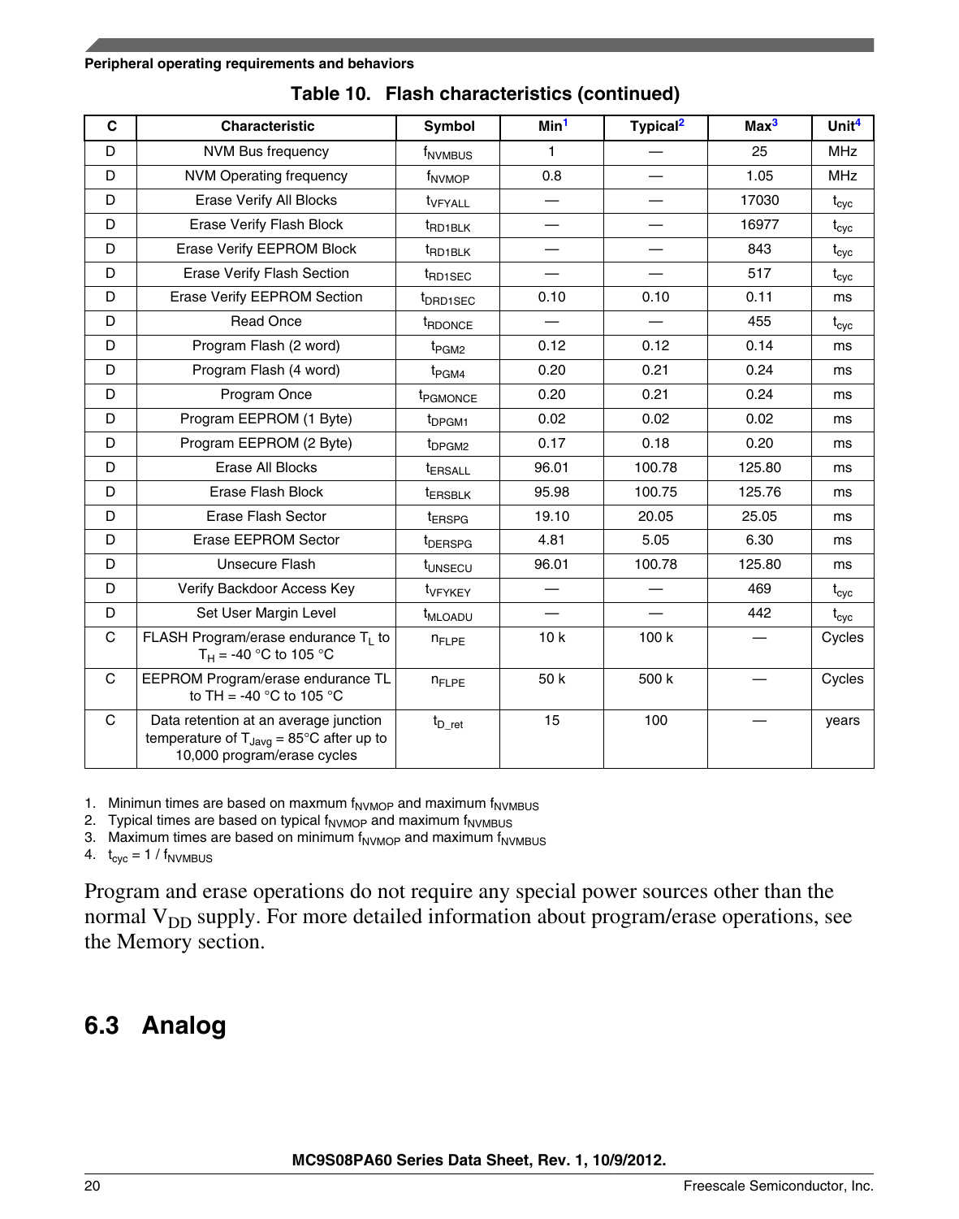**Table 10. Flash characteristics (continued)**

| C | Characteristic | Symbol | Min[1] | Typical[2] | Max[3] | Unit[4] |
|---|---|---|---|---|---|---|
| D | NVM Bus frequency | $f_{NVMBUS}$ | 1 | — | 25 | MHz |
| D | NVM Operating frequency | $f_{NVMOP}$ | 0.8 | — | 1.05 | MHz |
| D | Erase Verify All Blocks | $t_{VFYALL}$ | — | — | 17030 | $t_{cyc}$ |
| D | Erase Verify Flash Block | $t_{RD1BLK}$ | — | — | 16977 | $t_{cyc}$ |
| D | Erase Verify EEPROM Block | $t_{RD1BLK}$ | — | — | 843 | $t_{cyc}$ |
| D | Erase Verify Flash Section | $t_{RD1SEC}$ | — | — | 517 | $t_{cyc}$ |
| D | Erase Verify EEPROM Section | $t_{DRD1SEC}$ | 0.10 | 0.10 | 0.11 | ms |
| D | Read Once | $t_{RDONCE}$ | — | — | 455 | $t_{cyc}$ |
| D | Program Flash (2 word) | $t_{PGM2}$ | 0.12 | 0.12 | 0.14 | ms |
| D | Program Flash (4 word) | $t_{PGM4}$ | 0.20 | 0.21 | 0.24 | ms |
| D | Program Once | $t_{PGMONCE}$ | 0.20 | 0.21 | 0.24 | ms |
| D | Program EEPROM (1 Byte) | $t_{DPGM1}$ | 0.02 | 0.02 | 0.02 | ms |
| D | Program EEPROM (2 Byte) | $t_{DPGM2}$ | 0.17 | 0.18 | 0.20 | ms |
| D | Erase All Blocks | $t_{ERSALL}$ | 96.01 | 100.78 | 125.80 | ms |
| D | Erase Flash Block | $t_{ERSBLK}$ | 95.98 | 100.75 | 125.76 | ms |
| D | Erase Flash Sector | $t_{ERSPG}$ | 19.10 | 20.05 | 25.05 | ms |
| D | Erase EEPROM Sector | $t_{DERSPG}$ | 4.81 | 5.05 | 6.30 | ms |
| D | Unsecure Flash | $t_{UNSECU}$ | 96.01 | 100.78 | 125.80 | ms |
| D | Verify Backdoor Access Key | $t_{VFYKEY}$ | — | — | 469 | $t_{cyc}$ |
| D | Set User Margin Level | $t_{MLOADU}$ | — | — | 442 | $t_{cyc}$ |
| C | FLASH Program/erase endurance $T_L$ to $T_H$ = -40 °C to 105 °C | $n_{FLPE}$ | 10 k | 100 k | — | Cycles |
| C | EEPROM Program/erase endurance TL to TH = -40 °C to 105 °C | $n_{FLPE}$ | 50 k | 500 k | — | Cycles |
| C | Data retention at an average junction temperature of $T_{Javg}$ = 85°C after up to 10,000 program/erase cycles | $t_{D\_ret}$ | 15 | 100 | — | years |

1. Minimun times are based on maxmum $f_{NVMOP}$ and maximum $f_{NVMBUS}$
2. Typical times are based on typical $f_{NVMOP}$ and maximum $f_{NVMBUS}$
3. Maximum times are based on minimum $f_{NVMOP}$ and maximum $f_{NVMBUS}$
4. $t_{cyc} = 1 / f_{NVMBUS}$

Program and erase operations do not require any special power sources other than the normal $V_{DD}$ supply. For more detailed information about program/erase operations, see the Memory section.

## 6.3 Analog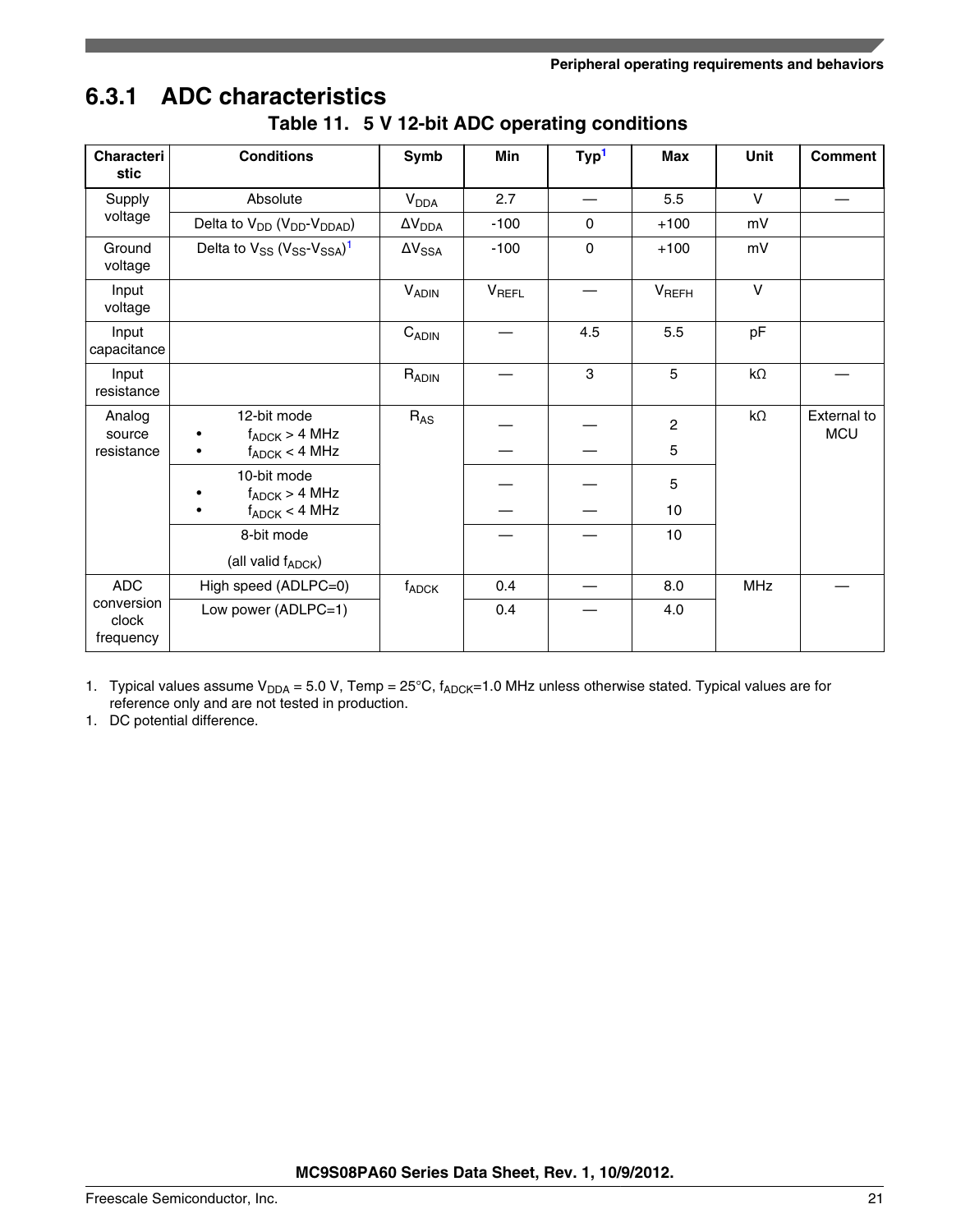## 6.3.1 ADC characteristics

**Table 11. 5 V 12-bit ADC operating conditions**

| Characteristic | Conditions | Symb | Min | Typ[1] | Max | Unit | Comment |
|---|---|---|---|---|---|---|---|
| Supply voltage | Absolute | $V_{DDA}$ | 2.7 | — | 5.5 | V | — |
| | Delta to $V_{DD}$ ($V_{DD}$-$V_{DDAD}$) | $\Delta V_{DDA}$ | -100 | 0 | +100 | mV | |
| Ground voltage | Delta to $V_{SS}$ ($V_{SS}$-$V_{SSA}$)[1] | $\Delta V_{SSA}$ | -100 | 0 | +100 | mV | |
| Input voltage | | $V_{ADIN}$ | $V_{REFL}$ | — | $V_{REFH}$ | V | |
| Input capacitance | | $C_{ADIN}$ | — | 4.5 | 5.5 | pF | |
| Input resistance | | $R_{ADIN}$ | — | 3 | 5 | kΩ | — |
| Analog source resistance | 12-bit mode<br>• $f_{ADCK}$ > 4 MHz<br>• $f_{ADCK}$ < 4 MHz | $R_{AS}$ | —<br>— | —<br>— | 2<br>5 | kΩ | External to MCU |
| | 10-bit mode<br>• $f_{ADCK}$ > 4 MHz<br>• $f_{ADCK}$ < 4 MHz | | —<br>— | —<br>— | 5<br>10 | | |
| | 8-bit mode<br>(all valid $f_{ADCK}$) | | — | — | 10 | | |
| ADC conversion clock frequency | High speed (ADLPC=0) | $f_{ADCK}$ | 0.4 | — | 8.0 | MHz | — |
| | Low power (ADLPC=1) | | 0.4 | — | 4.0 | | |

1. Typical values assume $V_{DDA}$ = 5.0 V, Temp = 25°C, $f_{ADCK}$=1.0 MHz unless otherwise stated. Typical values are for reference only and are not tested in production.
1. DC potential difference.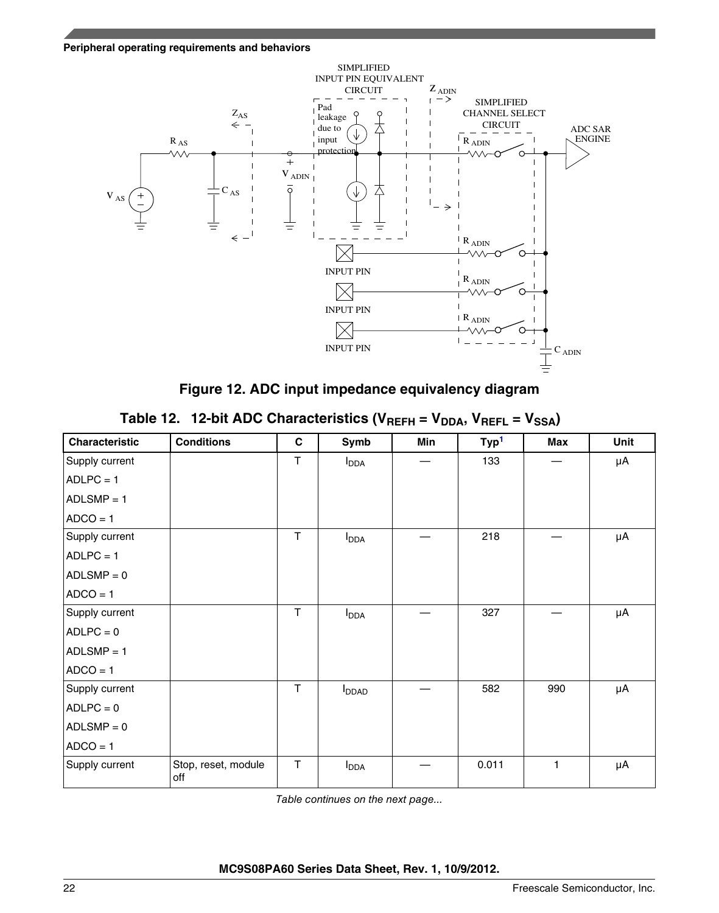Figure 12. ADC input impedance equivalency diagram

## Table 12. 12-bit ADC Characteristics ($V_{REFH} = V_{DDA}$, $V_{REFL} = V_{SSA}$)

| Characteristic | Conditions | C | Symb | Min | Typ[1] | Max | Unit |
|---|---|---|---|---|---|---|---|
| Supply current<br>ADLPC = 1<br>ADLSMP = 1<br>ADCO = 1 | | T | $I_{DDA}$ | — | 133 | — | μA |
| Supply current<br>ADLPC = 1<br>ADLSMP = 0<br>ADCO = 1 | | T | $I_{DDA}$ | — | 218 | — | μA |
| Supply current<br>ADLPC = 0<br>ADLSMP = 1<br>ADCO = 1 | | T | $I_{DDA}$ | — | 327 | — | μA |
| Supply current<br>ADLPC = 0<br>ADLSMP = 0<br>ADCO = 1 | | T | $I_{DDAD}$ | — | 582 | 990 | μA |
| Supply current | Stop, reset, module off | T | $I_{DDA}$ | — | 0.011 | 1 | μA |

*Table continues on the next page...*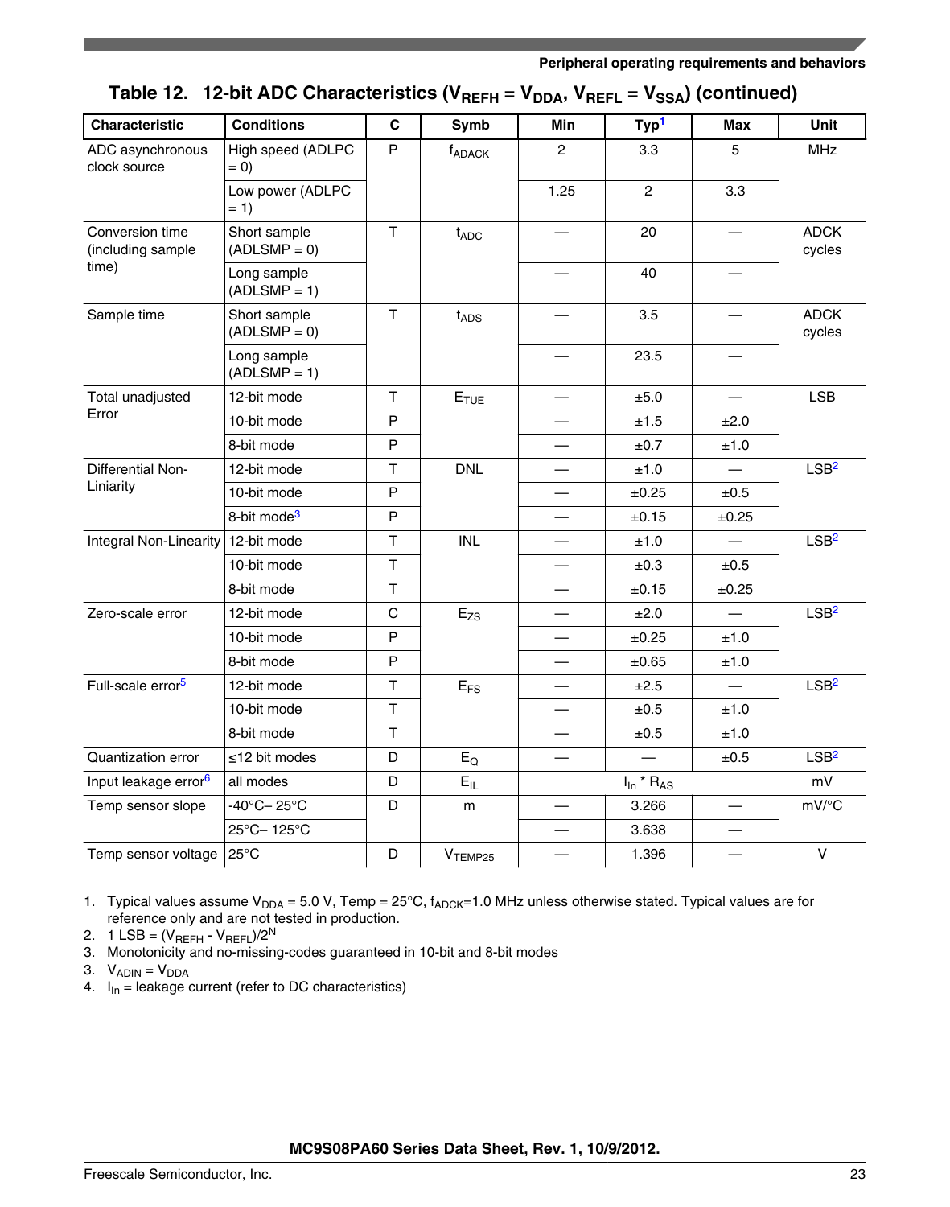**Table 12. 12-bit ADC Characteristics ($V_{REFH} = V_{DDA}$, $V_{REFL} = V_{SSA}$) (continued)**

| Characteristic | Conditions | C | Symb | Min | Typ[1] | Max | Unit |
|---|---|---|---|---|---|---|---|
| ADC asynchronous clock source | High speed (ADLPC = 0) | P | $f_{ADACK}$ | 2 | 3.3 | 5 | MHz |
| | Low power (ADLPC = 1) | | | 1.25 | 2 | 3.3 | |
| Conversion time (including sample time) | Short sample (ADLSMP = 0) | T | $t_{ADC}$ | — | 20 | — | ADCK cycles |
| | Long sample (ADLSMP = 1) | | | — | 40 | — | |
| Sample time | Short sample (ADLSMP = 0) | T | $t_{ADS}$ | — | 3.5 | — | ADCK cycles |
| | Long sample (ADLSMP = 1) | | | — | 23.5 | — | |
| Total unadjusted Error | 12-bit mode | T | $E_{TUE}$ | — | ±5.0 | — | LSB |
| | 10-bit mode | P | | — | ±1.5 | ±2.0 | |
| | 8-bit mode | P | | — | ±0.7 | ±1.0 | |
| Differential Non-Liniarity | 12-bit mode | T | DNL | — | ±1.0 | — | LSB[2] |
| | 10-bit mode | P | | — | ±0.25 | ±0.5 | |
| | 8-bit mode[3] | P | | — | ±0.15 | ±0.25 | |
| Integral Non-Linearity | 12-bit mode | T | INL | — | ±1.0 | — | LSB[2] |
| | 10-bit mode | T | | — | ±0.3 | ±0.5 | |
| | 8-bit mode | T | | — | ±0.15 | ±0.25 | |
| Zero-scale error | 12-bit mode | C | $E_{ZS}$ | — | ±2.0 | — | LSB[2] |
| | 10-bit mode | P | | — | ±0.25 | ±1.0 | |
| | 8-bit mode | P | | — | ±0.65 | ±1.0 | |
| Full-scale error[5] | 12-bit mode | T | $E_{FS}$ | — | ±2.5 | — | LSB[2] |
| | 10-bit mode | T | | — | ±0.5 | ±1.0 | |
| | 8-bit mode | T | | — | ±0.5 | ±1.0 | |
| Quantization error | ≤12 bit modes | D | $E_Q$ | — | — | ±0.5 | LSB[2] |
| Input leakage error[6] | all modes | D | $E_{IL}$ | | $I_{In} * R_{AS}$ | | mV |
| Temp sensor slope | -40°C– 25°C | D | m | — | 3.266 | — | mV/°C |
| | 25°C– 125°C | | | — | 3.638 | — | |
| Temp sensor voltage | 25°C | D | $V_{TEMP25}$ | — | 1.396 | — | V |

1. Typical values assume $V_{DDA}$ = 5.0 V, Temp = 25°C, $f_{ADCK}$=1.0 MHz unless otherwise stated. Typical values are for reference only and are not tested in production.
2. 1 LSB = $(V_{REFH} - V_{REFL})/2^N$
3. Monotonicity and no-missing-codes guaranteed in 10-bit and 8-bit modes
3. $V_{ADIN} = V_{DDA}$
4. $I_{In}$ = leakage current (refer to DC characteristics)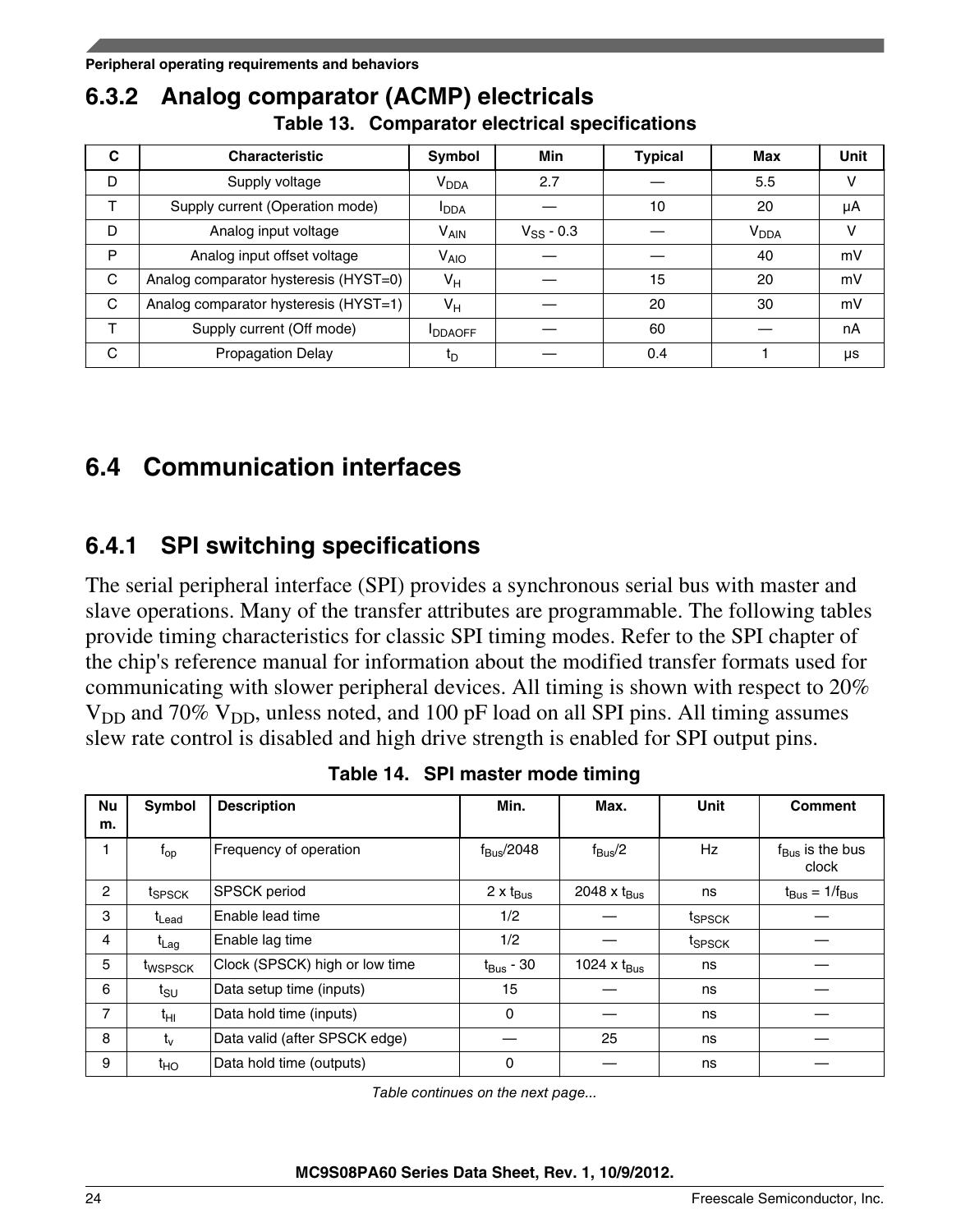### 6.3.2 Analog comparator (ACMP) electricals

**Table 13. Comparator electrical specifications**

| C | Characteristic | Symbol | Min | Typical | Max | Unit |
|---|---|---|---|---|---|---|
| D | Supply voltage | $V_{DDA}$ | 2.7 | — | 5.5 | V |
| T | Supply current (Operation mode) | $I_{DDA}$ | — | 10 | 20 | µA |
| D | Analog input voltage | $V_{AIN}$ | $V_{SS}$ - 0.3 | — | $V_{DDA}$ | V |
| P | Analog input offset voltage | $V_{AIO}$ | — | — | 40 | mV |
| C | Analog comparator hysteresis (HYST=0) | $V_H$ | — | 15 | 20 | mV |
| C | Analog comparator hysteresis (HYST=1) | $V_H$ | — | 20 | 30 | mV |
| T | Supply current (Off mode) | $I_{DDAOFF}$ | — | 60 | — | nA |
| C | Propagation Delay | $t_D$ | — | 0.4 | 1 | µs |

## 6.4 Communication interfaces

### 6.4.1 SPI switching specifications

The serial peripheral interface (SPI) provides a synchronous serial bus with master and slave operations. Many of the transfer attributes are programmable. The following tables provide timing characteristics for classic SPI timing modes. Refer to the SPI chapter of the chip's reference manual for information about the modified transfer formats used for communicating with slower peripheral devices. All timing is shown with respect to 20% $V_{DD}$ and 70% $V_{DD}$, unless noted, and 100 pF load on all SPI pins. All timing assumes slew rate control is disabled and high drive strength is enabled for SPI output pins.

**Table 14. SPI master mode timing**

| Num. | Symbol | Description | Min. | Max. | Unit | Comment |
|---|---|---|---|---|---|---|
| 1 | $f_{op}$ | Frequency of operation | $f_{Bus}$/2048 | $f_{Bus}$/2 | Hz | $f_{Bus}$ is the bus clock |
| 2 | $t_{SPSCK}$ | SPSCK period | 2 x $t_{Bus}$ | 2048 x $t_{Bus}$ | ns | $t_{Bus} = 1/f_{Bus}$ |
| 3 | $t_{Lead}$ | Enable lead time | 1/2 | — | $t_{SPSCK}$ | — |
| 4 | $t_{Lag}$ | Enable lag time | 1/2 | — | $t_{SPSCK}$ | — |
| 5 | $t_{WSPSCK}$ | Clock (SPSCK) high or low time | $t_{Bus}$ - 30 | 1024 x $t_{Bus}$ | ns | — |
| 6 | $t_{SU}$ | Data setup time (inputs) | 15 | — | ns | — |
| 7 | $t_{HI}$ | Data hold time (inputs) | 0 | — | ns | — |
| 8 | $t_v$ | Data valid (after SPSCK edge) | — | 25 | ns | — |
| 9 | $t_{HO}$ | Data hold time (outputs) | 0 | — | ns | — |

*Table continues on the next page...*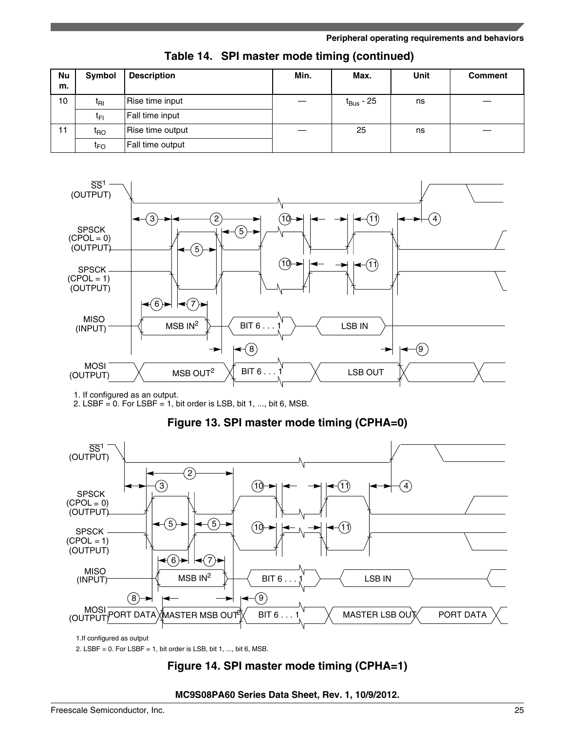**Table 14. SPI master mode timing (continued)**

| Num. | Symbol | Description | Min. | Max. | Unit | Comment |
|---|---|---|---|---|---|---|
| 10 | $t_{RI}$ | Rise time input | — | $t_{Bus}$ - 25 | ns | — |
| | $t_{FI}$ | Fall time input | | | | |
| 11 | $t_{RO}$ | Rise time output | — | 25 | ns | — |
| | $t_{FO}$ | Fall time output | | | | |

1. If configured as an output.
2. LSBF = 0. For LSBF = 1, bit order is LSB, bit 1, ..., bit 6, MSB.

**Figure 13. SPI master mode timing (CPHA=0)**

1. If configured as output
2. LSBF = 0. For LSBF = 1, bit order is LSB, bit 1, ..., bit 6, MSB.

**Figure 14. SPI master mode timing (CPHA=1)**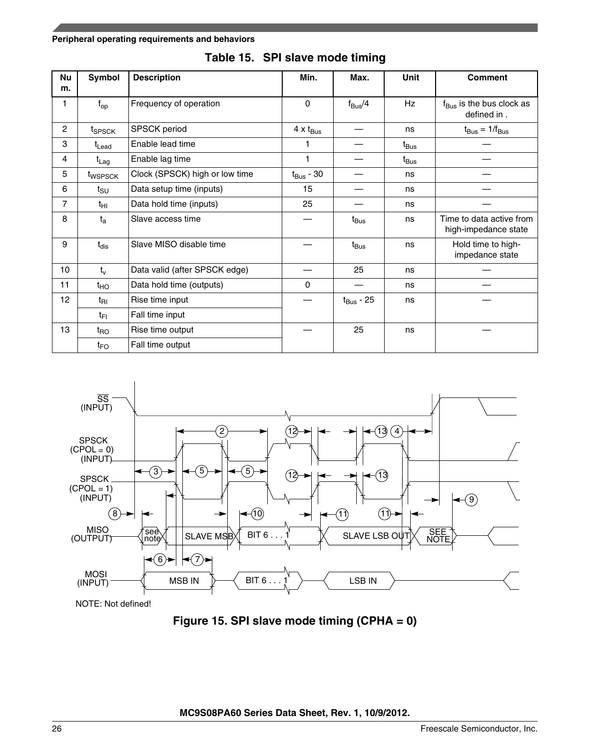## Table 15. SPI slave mode timing

| Num. | Symbol | Description | Min. | Max. | Unit | Comment |
|---|---|---|---|---|---|---|
| 1 | $f_{op}$ | Frequency of operation | 0 | $f_{Bus}/4$ | Hz | $f_{Bus}$ is the bus clock as defined in . |
| 2 | $t_{SPSCK}$ | SPSCK period | $4 \times t_{Bus}$ | — | ns | $t_{Bus} = 1/f_{Bus}$ |
| 3 | $t_{Lead}$ | Enable lead time | 1 | — | $t_{Bus}$ | — |
| 4 | $t_{Lag}$ | Enable lag time | 1 | — | $t_{Bus}$ | — |
| 5 | $t_{WSPSCK}$ | Clock (SPSCK) high or low time | $t_{Bus}$ - 30 | — | ns | — |
| 6 | $t_{SU}$ | Data setup time (inputs) | 15 | — | ns | — |
| 7 | $t_{HI}$ | Data hold time (inputs) | 25 | — | ns | — |
| 8 | $t_a$ | Slave access time | — | $t_{Bus}$ | ns | Time to data active from high-impedance state |
| 9 | $t_{dis}$ | Slave MISO disable time | — | $t_{Bus}$ | ns | Hold time to high-impedance state |
| 10 | $t_v$ | Data valid (after SPSCK edge) | — | 25 | ns | — |
| 11 | $t_{HO}$ | Data hold time (outputs) | 0 | — | ns | — |
| 12 | $t_{RI}$ | Rise time input | — | $t_{Bus}$ - 25 | ns | — |
| | $t_{FI}$ | Fall time input | | | | |
| 13 | $t_{RO}$ | Rise time output | — | 25 | ns | — |
| | $t_{FO}$ | Fall time output | | | | |

NOTE: Not defined!

Figure 15. SPI slave mode timing (CPHA = 0)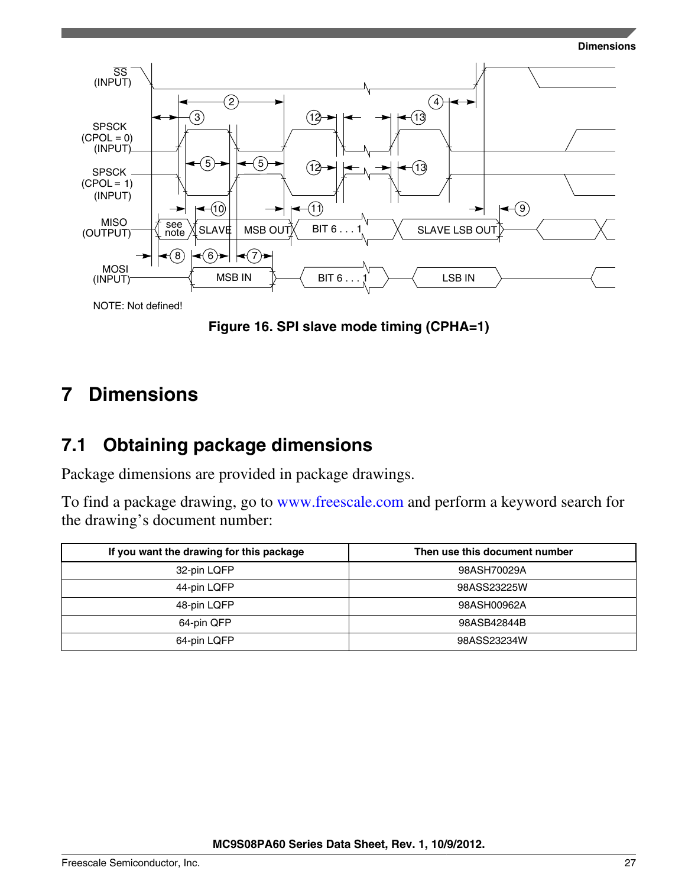NOTE: Not defined!

**Figure 16. SPI slave mode timing (CPHA=1)**

# 7 Dimensions

## 7.1 Obtaining package dimensions

Package dimensions are provided in package drawings.

To find a package drawing, go to www.freescale.com and perform a keyword search for the drawing's document number:

| If you want the drawing for this package | Then use this document number |
|---|---|
| 32-pin LQFP | 98ASH70029A |
| 44-pin LQFP | 98ASS23225W |
| 48-pin LQFP | 98ASH00962A |
| 64-pin QFP | 98ASB42844B |
| 64-pin LQFP | 98ASS23234W |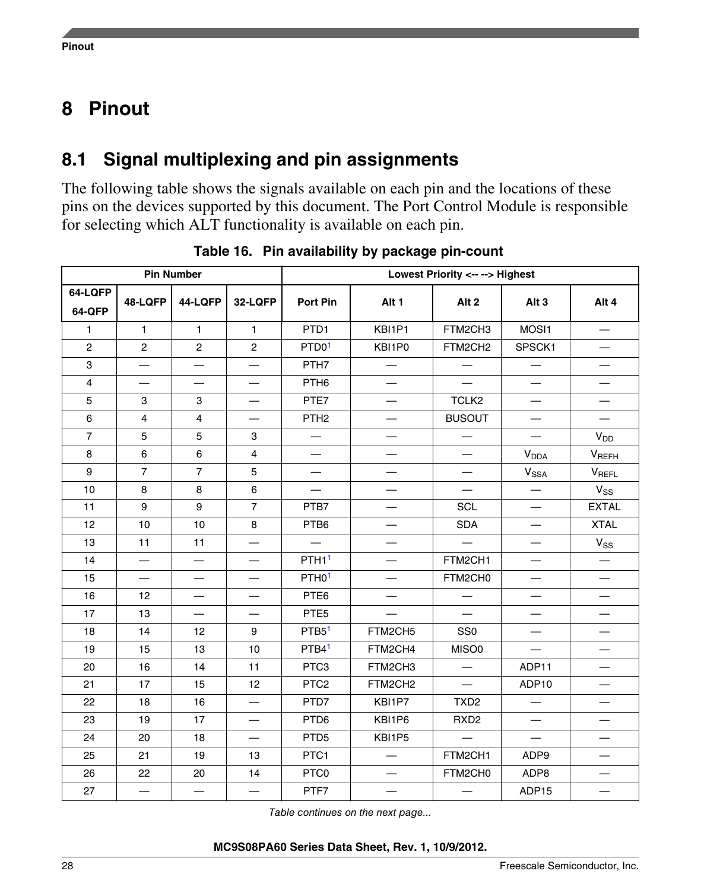# 8 Pinout

## 8.1 Signal multiplexing and pin assignments

The following table shows the signals available on each pin and the locations of these pins on the devices supported by this document. The Port Control Module is responsible for selecting which ALT functionality is available on each pin.

**Table 16. Pin availability by package pin-count**

| Pin Number | | | | Lowest Priority <-- --> Highest | | | | |
|---|---|---|---|---|---|---|---|---|
| 64-LQFP 64-QFP | 48-LQFP | 44-LQFP | 32-LQFP | Port Pin | Alt 1 | Alt 2 | Alt 3 | Alt 4 |
| 1 | 1 | 1 | 1 | PTD1 | KBI1P1 | FTM2CH3 | MOSI1 | — |
| 2 | 2 | 2 | 2 | PTD0[1] | KBI1P0 | FTM2CH2 | SPSCK1 | — |
| 3 | — | — | — | PTH7 | — | — | — | — |
| 4 | — | — | — | PTH6 | — | — | — | — |
| 5 | 3 | 3 | — | PTE7 | — | TCLK2 | — | — |
| 6 | 4 | 4 | — | PTH2 | — | BUSOUT | — | — |
| 7 | 5 | 5 | 3 | — | — | — | — | $V_{DD}$ |
| 8 | 6 | 6 | 4 | — | — | — | $V_{DDA}$ | $V_{REFH}$ |
| 9 | 7 | 7 | 5 | — | — | — | $V_{SSA}$ | $V_{REFL}$ |
| 10 | 8 | 8 | 6 | — | — | — | — | $V_{SS}$ |
| 11 | 9 | 9 | 7 | PTB7 | — | SCL | — | EXTAL |
| 12 | 10 | 10 | 8 | PTB6 | — | SDA | — | XTAL |
| 13 | 11 | 11 | — | — | — | — | — | $V_{SS}$ |
| 14 | — | — | — | PTH1[1] | — | FTM2CH1 | — | — |
| 15 | — | — | — | PTH0[1] | — | FTM2CH0 | — | — |
| 16 | 12 | — | — | PTE6 | — | — | — | — |
| 17 | 13 | — | — | PTE5 | — | — | — | — |
| 18 | 14 | 12 | 9 | PTB5[1] | FTM2CH5 | SS0 | — | — |
| 19 | 15 | 13 | 10 | PTB4[1] | FTM2CH4 | MISO0 | — | — |
| 20 | 16 | 14 | 11 | PTC3 | FTM2CH3 | — | ADP11 | — |
| 21 | 17 | 15 | 12 | PTC2 | FTM2CH2 | — | ADP10 | — |
| 22 | 18 | 16 | — | PTD7 | KBI1P7 | TXD2 | — | — |
| 23 | 19 | 17 | — | PTD6 | KBI1P6 | RXD2 | — | — |
| 24 | 20 | 18 | — | PTD5 | KBI1P5 | — | — | — |
| 25 | 21 | 19 | 13 | PTC1 | — | FTM2CH1 | ADP9 | — |
| 26 | 22 | 20 | 14 | PTC0 | — | FTM2CH0 | ADP8 | — |
| 27 | — | — | — | PTF7 | — | — | ADP15 | — |

*Table continues on the next page...*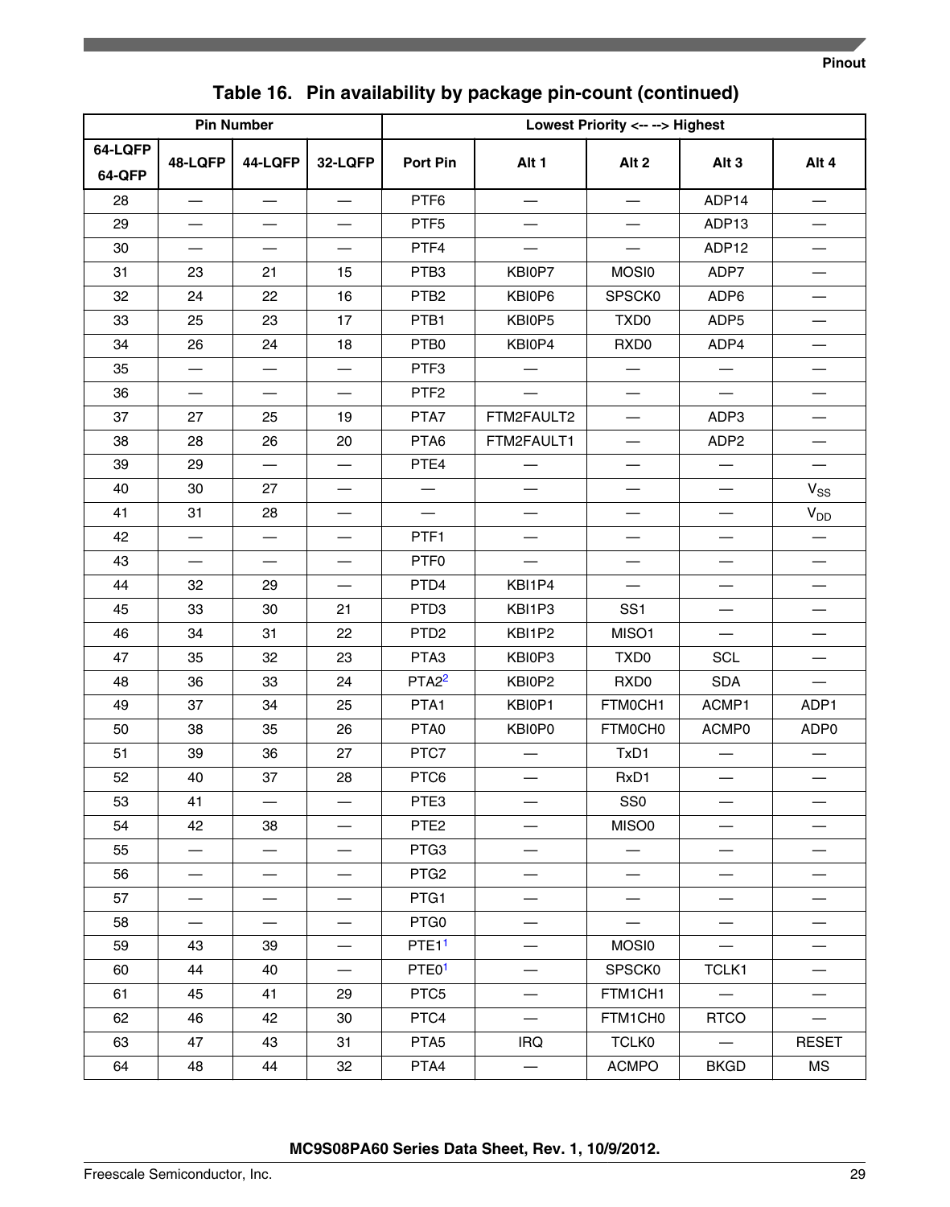**Table 16. Pin availability by package pin-count (continued)**

| Pin Number | | | | Lowest Priority <-- --> Highest | | | | |
|---|---|---|---|---|---|---|---|---|
| 64-LQFP 64-QFP | 48-LQFP | 44-LQFP | 32-LQFP | Port Pin | Alt 1 | Alt 2 | Alt 3 | Alt 4 |
| 28 | — | — | — | PTF6 | — | — | ADP14 | — |
| 29 | — | — | — | PTF5 | — | — | ADP13 | — |
| 30 | — | — | — | PTF4 | — | — | ADP12 | — |
| 31 | 23 | 21 | 15 | PTB3 | KBI0P7 | MOSI0 | ADP7 | — |
| 32 | 24 | 22 | 16 | PTB2 | KBI0P6 | SPSCK0 | ADP6 | — |
| 33 | 25 | 23 | 17 | PTB1 | KBI0P5 | TXD0 | ADP5 | — |
| 34 | 26 | 24 | 18 | PTB0 | KBI0P4 | RXD0 | ADP4 | — |
| 35 | — | — | — | PTF3 | — | — | — | — |
| 36 | — | — | — | PTF2 | — | — | — | — |
| 37 | 27 | 25 | 19 | PTA7 | FTM2FAULT2 | — | ADP3 | — |
| 38 | 28 | 26 | 20 | PTA6 | FTM2FAULT1 | — | ADP2 | — |
| 39 | 29 | — | — | PTE4 | — | — | — | — |
| 40 | 30 | 27 | — | — | — | — | — | $V_{SS}$ |
| 41 | 31 | 28 | — | — | — | — | — | $V_{DD}$ |
| 42 | — | — | — | PTF1 | — | — | — | — |
| 43 | — | — | — | PTF0 | — | — | — | — |
| 44 | 32 | 29 | — | PTD4 | KBI1P4 | — | — | — |
| 45 | 33 | 30 | 21 | PTD3 | KBI1P3 | SS1 | — | — |
| 46 | 34 | 31 | 22 | PTD2 | KBI1P2 | MISO1 | — | — |
| 47 | 35 | 32 | 23 | PTA3 | KBI0P3 | TXD0 | SCL | — |
| 48 | 36 | 33 | 24 | PTA2[2] | KBI0P2 | RXD0 | SDA | — |
| 49 | 37 | 34 | 25 | PTA1 | KBI0P1 | FTM0CH1 | ACMP1 | ADP1 |
| 50 | 38 | 35 | 26 | PTA0 | KBI0P0 | FTM0CH0 | ACMP0 | ADP0 |
| 51 | 39 | 36 | 27 | PTC7 | — | TxD1 | — | — |
| 52 | 40 | 37 | 28 | PTC6 | — | RxD1 | — | — |
| 53 | 41 | — | — | PTE3 | — | SS0 | — | — |
| 54 | 42 | 38 | — | PTE2 | — | MISO0 | — | — |
| 55 | — | — | — | PTG3 | — | — | — | — |
| 56 | — | — | — | PTG2 | — | — | — | — |
| 57 | — | — | — | PTG1 | — | — | — | — |
| 58 | — | — | — | PTG0 | — | — | — | — |
| 59 | 43 | 39 | — | PTE1[1] | — | MOSI0 | — | — |
| 60 | 44 | 40 | — | PTE0[1] | — | SPSCK0 | TCLK1 | — |
| 61 | 45 | 41 | 29 | PTC5 | — | FTM1CH1 | — | — |
| 62 | 46 | 42 | 30 | PTC4 | — | FTM1CH0 | RTCO | — |
| 63 | 47 | 43 | 31 | PTA5 | IRQ | TCLK0 | — | RESET |
| 64 | 48 | 44 | 32 | PTA4 | — | ACMPO | BKGD | MS |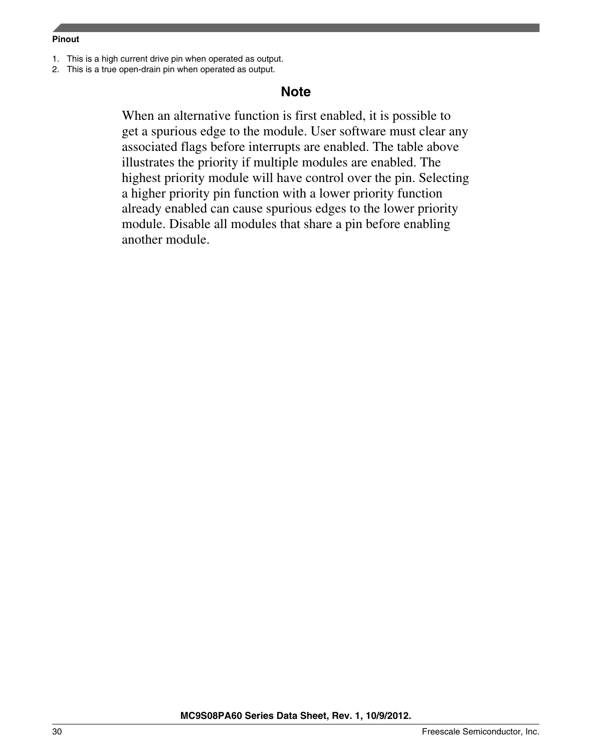1. This is a high current drive pin when operated as output.
2. This is a true open-drain pin when operated as output.

### Note

When an alternative function is first enabled, it is possible to get a spurious edge to the module. User software must clear any associated flags before interrupts are enabled. The table above illustrates the priority if multiple modules are enabled. The highest priority module will have control over the pin. Selecting a higher priority pin function with a lower priority function already enabled can cause spurious edges to the lower priority module. Disable all modules that share a pin before enabling another module.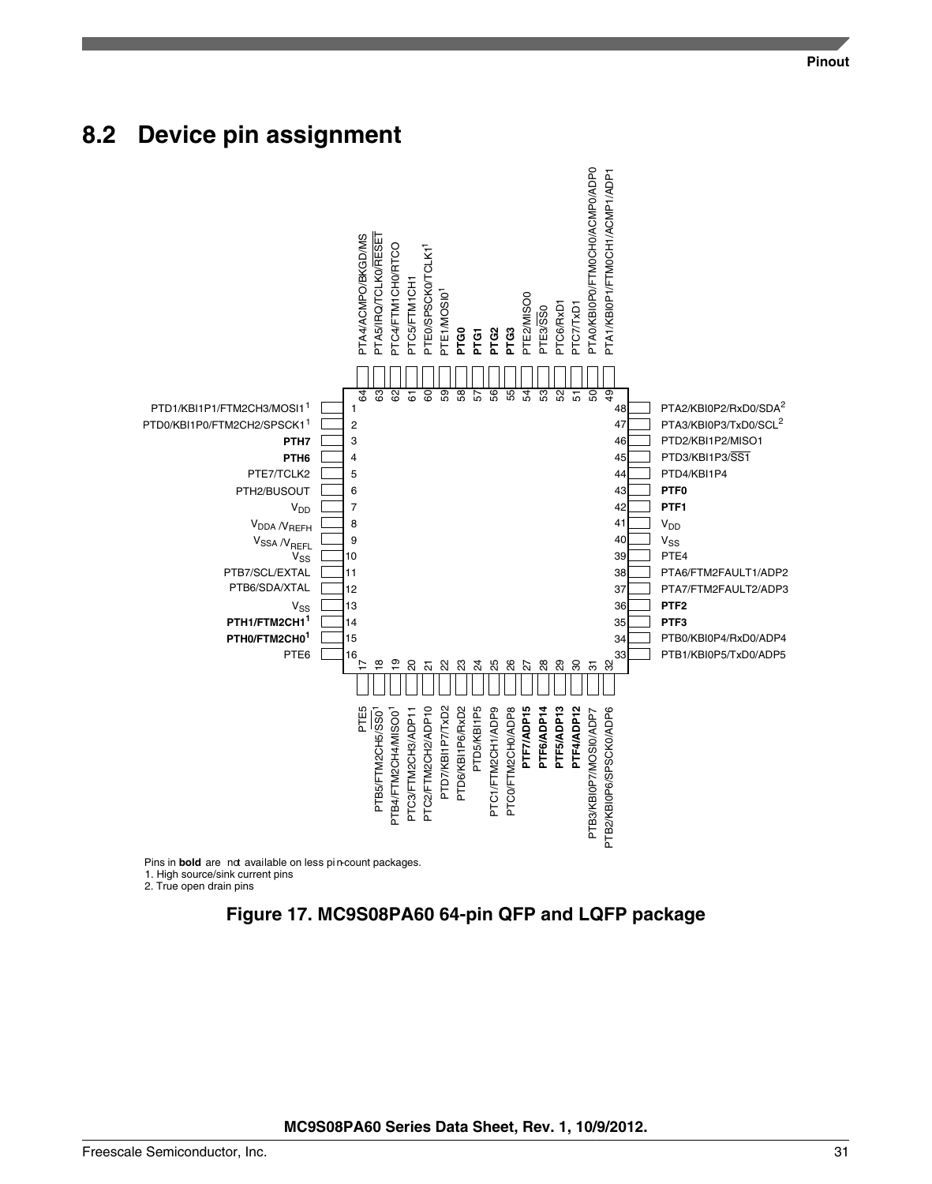## 8.2 Device pin assignment

| Pin | Function |
|---|---|
| 1 | PTD1/KBI1P1/FTM2CH3/MOSI1[1] |
| 2 | PTD0/KBI1P0/FTM2CH2/SPSCK1[1] |
| 3 | **PTH7** |
| 4 | **PTH6** |
| 5 | PTE7/TCLK2 |
| 6 | PTH2/BUSOUT |
| 7 | $V_{DD}$ |
| 8 | $V_{DDA}$ /$V_{REFH}$ |
| 9 | $V_{SSA}$ /$V_{REFL}$ |
| 10 | $V_{SS}$ |
| 11 | PTB7/SCL/EXTAL |
| 12 | PTB6/SDA/XTAL |
| 13 | $V_{SS}$ |
| 14 | **PTH1/FTM2CH1**[1] |
| 15 | **PTH0/FTM2CH0**[1] |
| 16 | PTE6 |
| 17 | PTE5 |
| 18 | PTB5/FTM2CH5/SS0[1] |
| 19 | PTB4/FTM2CH4/MISO0[1] |
| 20 | PTC3/FTM2CH3/ADP11 |
| 21 | PTC2/FTM2CH2/ADP10 |
| 22 | PTD7/KBI1P7/TxD2 |
| 23 | PTD6/KBI1P6/RxD2 |
| 24 | PTD5/KBI1P5 |
| 25 | PTC1/FTM2CH1/ADP9 |
| 26 | PTC0/FTM2CH0/ADP8 |
| 27 | **PTF7/ADP15** |
| 28 | **PTF6/ADP14** |
| 29 | **PTF5/ADP13** |
| 30 | **PTF4/ADP12** |
| 31 | PTB3/KBI0P7/MOSI0/ADP7 |
| 32 | PTB2/KBI0P6/SPSCK0/ADP6 |
| 33 | PTB1/KBI0P5/TxD0/ADP5 |
| 34 | PTB0/KBI0P4/RxD0/ADP4 |
| 35 | **PTF3** |
| 36 | **PTF2** |
| 37 | PTA7/FTM2FAULT2/ADP3 |
| 38 | PTA6/FTM2FAULT1/ADP2 |
| 39 | PTE4 |
| 40 | $V_{SS}$ |
| 41 | $V_{DD}$ |
| 42 | **PTF1** |
| 43 | **PTF0** |
| 44 | PTD4/KBI1P4 |
| 45 | PTD3/KBI1P3/SS1 |
| 46 | PTD2/KBI1P2/MISO1 |
| 47 | PTA3/KBI0P3/TxD0/SCL[2] |
| 48 | PTA2/KBI0P2/RxD0/SDA[2] |
| 49 | PTA1/KBI0P1/FTM0CH1/ACMP1/ADP1 |
| 50 | PTA0/KBI0P0/FTM0CH0/ACMP0/ADP0 |
| 51 | PTC7/TxD1 |
| 52 | PTC6/RxD1 |
| 53 | PTE3/SS0 |
| 54 | PTE2/MISO0 |
| 55 | **PTG3** |
| 56 | **PTG2** |
| 57 | **PTG1** |
| 58 | **PTG0** |
| 59 | PTE1/MOSI0[1] |
| 60 | PTE0/SPSCK0/TCLK1[1] |
| 61 | PTC5/FTM1CH1 |
| 62 | PTC4/FTM1CH0/RTCO |
| 63 | PTA5/IRQ/TCLK0/RESET |
| 64 | PTA4/ACMPO/BKGD/MS |

Pins in **bold** are not available on less pin-count packages.
1. High source/sink current pins
2. True open drain pins

**Figure 17. MC9S08PA60 64-pin QFP and LQFP package**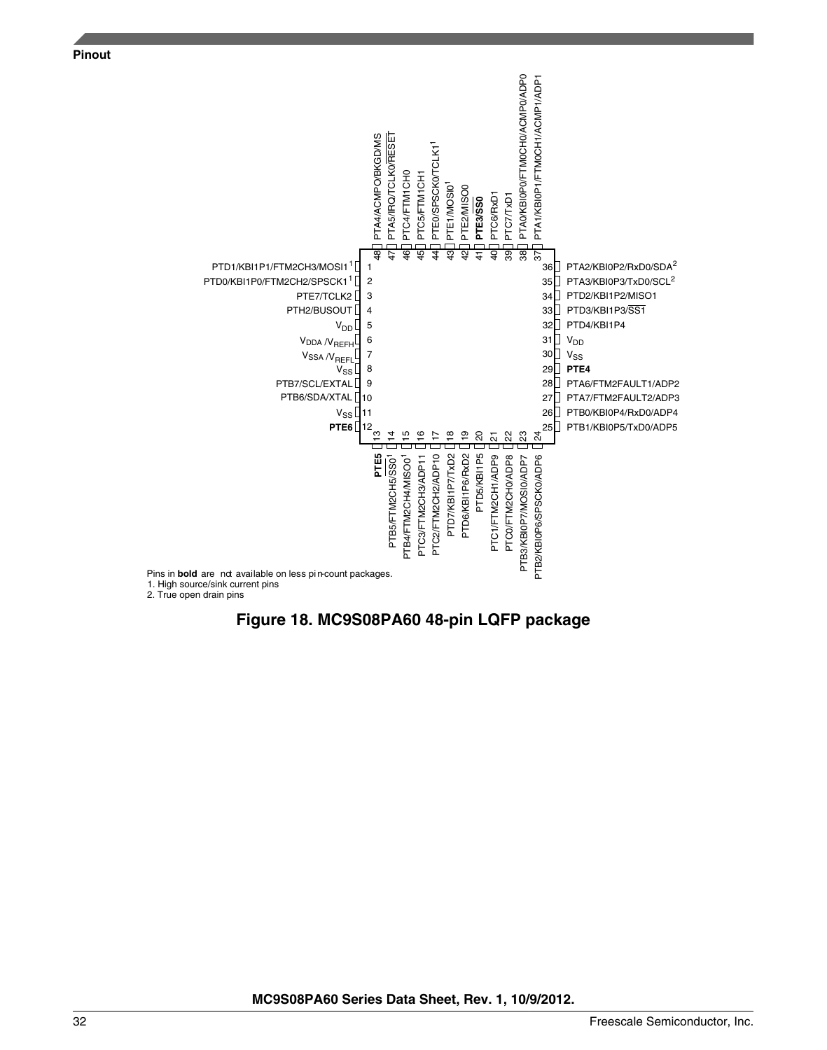Pinout

| Pin | Function |
| --- | --- |
| 1 | PTD1/KBI1P1/FTM2CH3/MOSI1[1] |
| 2 | PTD0/KBI1P0/FTM2CH2/SPSCK1[1] |
| 3 | PTE7/TCLK2 |
| 4 | PTH2/BUSOUT |
| 5 | $V_{DD}$ |
| 6 | $V_{DDA}$ / $V_{REFH}$ |
| 7 | $V_{SSA}$ / $V_{REFL}$ |
| 8 | $V_{SS}$ |
| 9 | PTB7/SCL/EXTAL |
| 10 | PTB6/SDA/XTAL |
| 11 | $V_{SS}$ |
| 12 | **PTE6** |
| 13 | **PTE5** |
| 14 | PTB5/FTM2CH5/SS0[1] |
| 15 | PTB4/FTM2CH4/MISO0[1] |
| 16 | PTC3/FTM2CH3/ADP11 |
| 17 | PTC2/FTM2CH2/ADP10 |
| 18 | PTD7/KBI1P7/TxD2 |
| 19 | PTD6/KBI1P6/RxD2 |
| 20 | PTD5/KBI1P5 |
| 21 | PTC1/FTM2CH1/ADP9 |
| 22 | PTC0/FTM2CH0/ADP8 |
| 23 | PTB3/KBI0P7/MOSI0/ADP7 |
| 24 | PTB2/KBI0P6/SPSCK0/ADP6 |
| 25 | PTB1/KBI0P5/TxD0/ADP5 |
| 26 | PTB0/KBI0P4/RxD0/ADP4 |
| 27 | PTA7/FTM2FAULT2/ADP3 |
| 28 | PTA6/FTM2FAULT1/ADP2 |
| 29 | **PTE4** |
| 30 | $V_{SS}$ |
| 31 | $V_{DD}$ |
| 32 | PTD4/KBI1P4 |
| 33 | PTD3/KBI1P3/SS1 |
| 34 | PTD2/KBI1P2/MISO1 |
| 35 | PTA3/KBI0P3/TxD0/SCL[2] |
| 36 | PTA2/KBI0P2/RxD0/SDA[2] |
| 37 | PTA1/KBI0P1/FTM0CH1/ACMP1/ADP1 |
| 38 | PTA0/KBI0P0/FTM0CH0/ACMP0/ADP0 |
| 39 | PTC7/TxD1 |
| 40 | PTC6/RxD1 |
| 41 | **PTE3/SS0** |
| 42 | PTE2/MISO0 |
| 43 | PTE1/MOSI0[1] |
| 44 | PTE0/SPSCK0/TCLK1[1] |
| 45 | PTC5/FTM1CH1 |
| 46 | PTC4/FTM1CH0 |
| 47 | PTA5/IRQ/TCLK0/RESET |
| 48 | PTA4/ACMPO/BKGD/MS |

Pins in **bold** are not available on less pin-count packages.
1. High source/sink current pins
2. True open drain pins

**Figure 18. MC9S08PA60 48-pin LQFP package**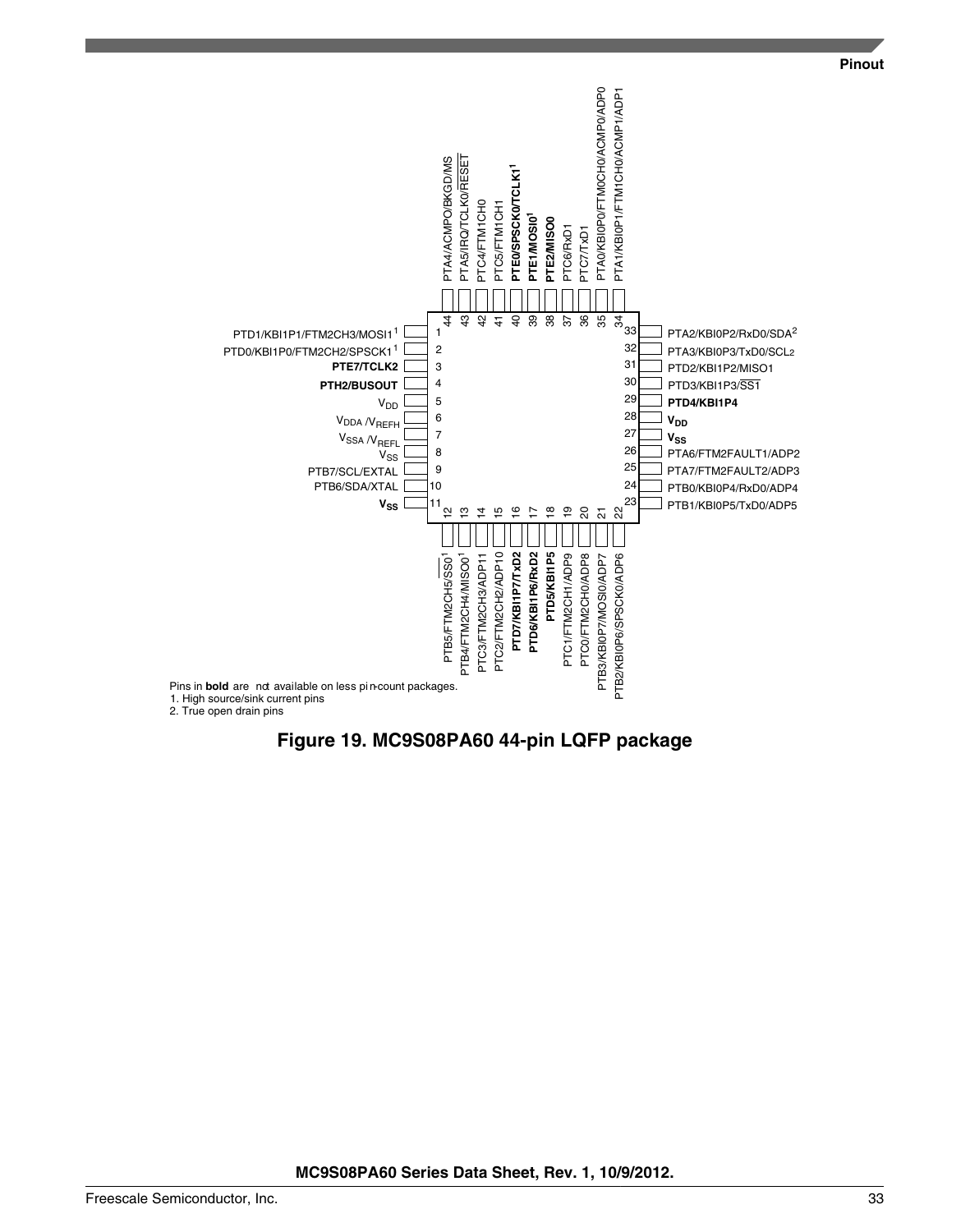| Pin | Function | Pin | Function |
|---|---|---|---|
| 1 | PTD1/KBI1P1/FTM2CH3/MOSI1[1] | 23 | PTB1/KBI0P5/TxD0/ADP5 |
| 2 | PTD0/KBI1P0/FTM2CH2/SPSCK1[1] | 24 | PTB0/KBI0P4/RxD0/ADP4 |
| 3 | **PTE7/TCLK2** | 25 | PTA7/FTM2FAULT2/ADP3 |
| 4 | **PTH2/BUSOUT** | 26 | PTA6/FTM2FAULT1/ADP2 |
| 5 | $V_{DD}$ | 27 | **$V_{SS}$** |
| 6 | $V_{DDA}$ /$V_{REFH}$ | 28 | **$V_{DD}$** |
| 7 | $V_{SSA}$ /$V_{REFL}$ | 29 | **PTD4/KBI1P4** |
| 8 | $V_{SS}$ | 30 | PTD3/KBI1P3/$\overline{SS1}$ |
| 9 | PTB7/SCL/EXTAL | 31 | PTD2/KBI1P2/MISO1 |
| 10 | PTB6/SDA/XTAL | 32 | PTA3/KBI0P3/TxD0/SCL[2] |
| 11 | **$V_{SS}$** | 33 | PTA2/KBI0P2/RxD0/SDA[2] |
| 12 | PTB5/FTM2CH5/$\overline{SS0}$[1] | 34 | PTA1/KBI0P1/FTM1CH0/ACMP1/ADP1 |
| 13 | PTB4/FTM2CH4/MISO0[1] | 35 | PTA0/KBI0P0/FTM0CH0/ACMP0/ADP0 |
| 14 | PTC3/FTM2CH3/ADP11 | 36 | PTC7/TxD1 |
| 15 | PTC2/FTM2CH2/ADP10 | 37 | PTC6/RxD1 |
| 16 | **PTD7/KBI1P7/TxD2** | 38 | **PTE2/MISO0** |
| 17 | **PTD6/KBI1P6/RxD2** | 39 | **PTE1/MOSI0**[1] |
| 18 | **PTD5/KBI1P5** | 40 | **PTE0/SPSCK0/TCLK1**[1] |
| 19 | PTC1/FTM2CH1/ADP9 | 41 | PTC5/FTM1CH1 |
| 20 | PTC0/FTM2CH0/ADP8 | 42 | PTC4/FTM1CH0 |
| 21 | PTB3/KBI0P7/MOSI0/ADP7 | 43 | PTA5/IRQ/TCLK0/$\overline{RESET}$ |
| 22 | PTB2/KBI0P6/SPSCK0/ADP6 | 44 | PTA4/ACMPO/BKGD/MS |

Pins in **bold** are not available on less pin-count packages.
1. High source/sink current pins
2. True open drain pins

**Figure 19. MC9S08PA60 44-pin LQFP package**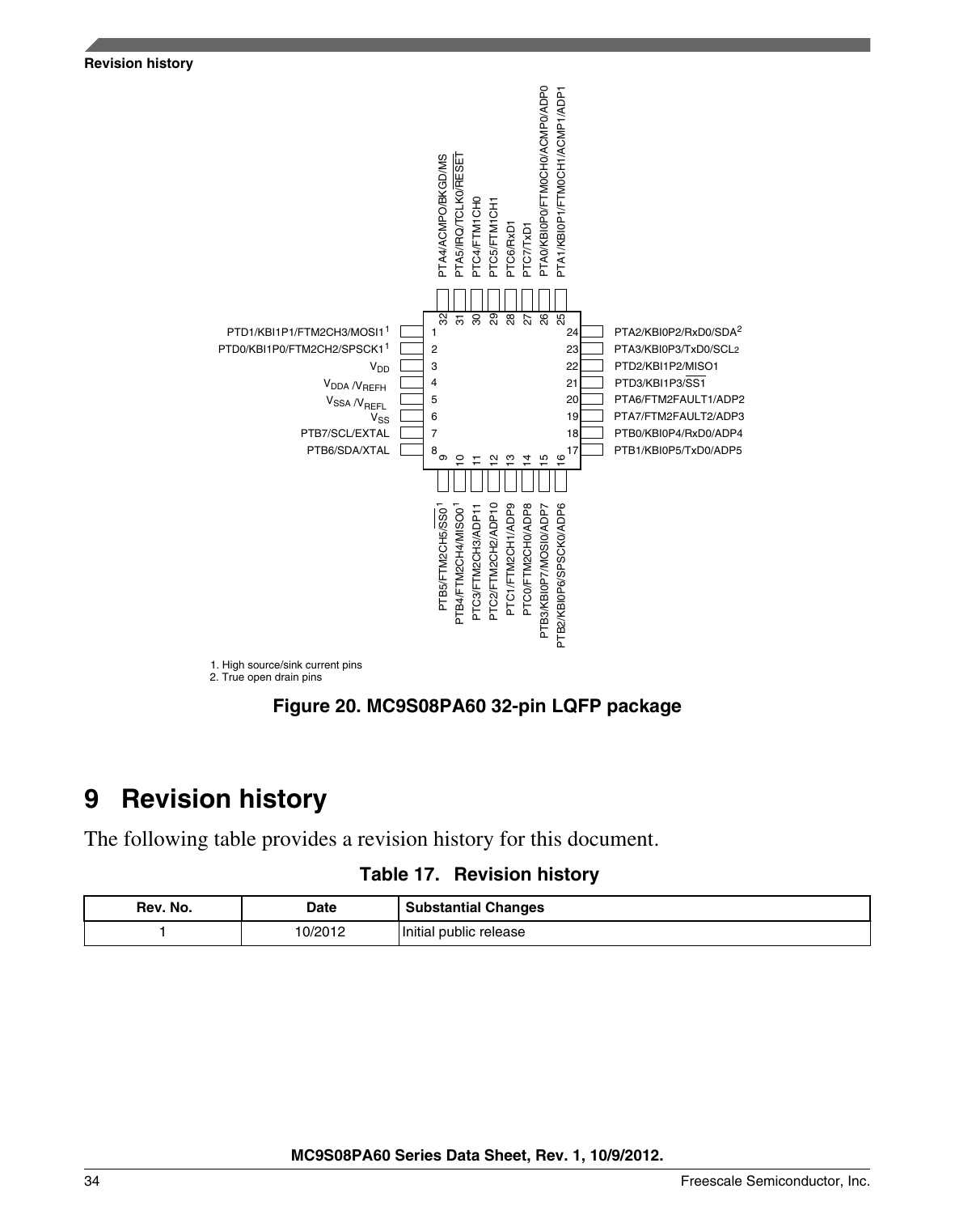PTA4/ACMPO/BKGD/MS
PTA5/IRQ/TCLK0/RESET
PTC4/FTM1CH0
PTC5/FTM1CH1
PTC6/RxD1
PTC7/TxD1
PTA0/KBI0P0/FTM0CH0/ACMP0/ADP0
PTA1/KBI0P1/FTM0CH1/ACMP1/ADP1

| Pin | Left side | Pin | Right side |
|---|---|---|---|
| 1 | PTD1/KBI1P1/FTM2CH3/MOSI1[1] | 24 | PTA2/KBI0P2/RxD0/SDA[2] |
| 2 | PTD0/KBI1P0/FTM2CH2/SPSCK1[1] | 23 | PTA3/KBI0P3/TxD0/SCL2 |
| 3 | $V_{DD}$ | 22 | PTD2/KBI1P2/MISO1 |
| 4 | $V_{DDA}$ /$V_{REFH}$ | 21 | PTD3/KBI1P3/SS1 |
| 5 | $V_{SSA}$ /$V_{REFL}$ | 20 | PTA6/FTM2FAULT1/ADP2 |
| 6 | $V_{SS}$ | 19 | PTA7/FTM2FAULT2/ADP3 |
| 7 | PTB7/SCL/EXTAL | 18 | PTB0/KBI0P4/RxD0/ADP4 |
| 8 | PTB6/SDA/XTAL | 17 | PTB1/KBI0P5/TxD0/ADP5 |

| Pin | Top side | Pin | Bottom side |
|---|---|---|---|
| 32 | PTA4/ACMPO/BKGD/MS | 9 | PTB5/FTM2CH5/SS0[1] |
| 31 | PTA5/IRQ/TCLK0/RESET | 10 | PTB4/FTM2CH4/MISO0[1] |
| 30 | PTC4/FTM1CH0 | 11 | PTC3/FTM2CH3/ADP11 |
| 29 | PTC5/FTM1CH1 | 12 | PTC2/FTM2CH2/ADP10 |
| 28 | PTC6/RxD1 | 13 | PTC1/FTM2CH1/ADP9 |
| 27 | PTC7/TxD1 | 14 | PTC0/FTM2CH0/ADP8 |
| 26 | PTA0/KBI0P0/FTM0CH0/ACMP0/ADP0 | 15 | PTB3/KBI0P7/MOSI0/ADP7 |
| 25 | PTA1/KBI0P1/FTM0CH1/ACMP1/ADP1 | 16 | PTB2/KBI0P6/SPSCK0/ADP6 |

1. High source/sink current pins
2. True open drain pins

**Figure 20. MC9S08PA60 32-pin LQFP package**

# 9 Revision history

The following table provides a revision history for this document.

**Table 17. Revision history**

| Rev. No. | Date | Substantial Changes |
|---|---|---|
| 1 | 10/2012 | Initial public release |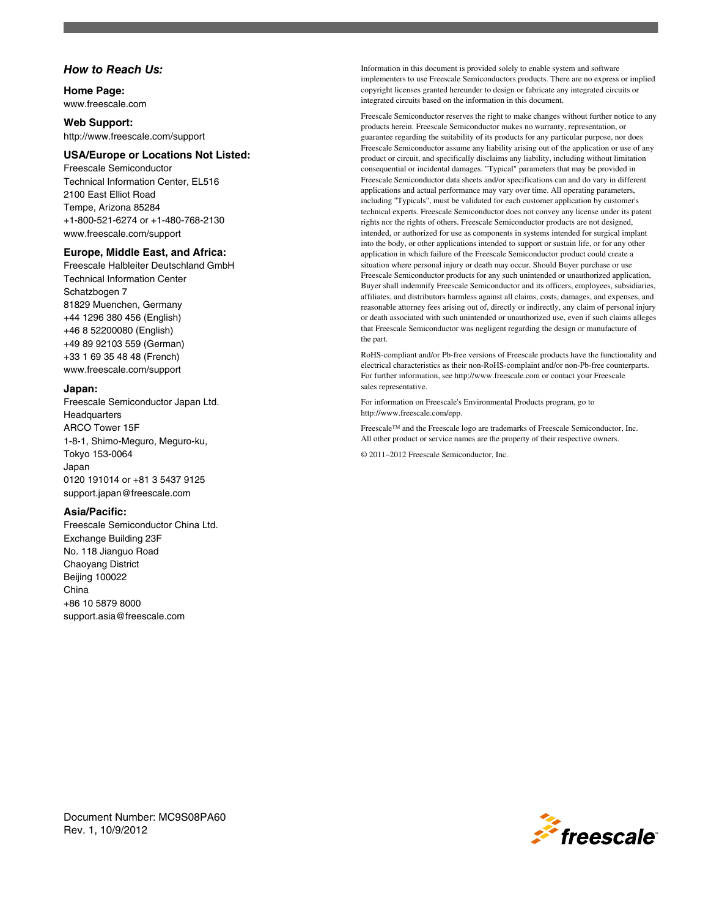*How to Reach Us:*

**Home Page:**
www.freescale.com

**Web Support:**
http://www.freescale.com/support

**USA/Europe or Locations Not Listed:**
Freescale Semiconductor
Technical Information Center, EL516
2100 East Elliot Road
Tempe, Arizona 85284
+1-800-521-6274 or +1-480-768-2130
www.freescale.com/support

**Europe, Middle East, and Africa:**
Freescale Halbleiter Deutschland GmbH
Technical Information Center
Schatzbogen 7
81829 Muenchen, Germany
+44 1296 380 456 (English)
+46 8 52200080 (English)
+49 89 92103 559 (German)
+33 1 69 35 48 48 (French)
www.freescale.com/support

**Japan:**
Freescale Semiconductor Japan Ltd.
Headquarters
ARCO Tower 15F
1-8-1, Shimo-Meguro, Meguro-ku,
Tokyo 153-0064
Japan
0120 191014 or +81 3 5437 9125
support.japan@freescale.com

**Asia/Pacific:**
Freescale Semiconductor China Ltd.
Exchange Building 23F
No. 118 Jianguo Road
Chaoyang District
Beijing 100022
China
+86 10 5879 8000
support.asia@freescale.com

Information in this document is provided solely to enable system and software implementers to use Freescale Semiconductors products. There are no express or implied copyright licenses granted hereunder to design or fabricate any integrated circuits or integrated circuits based on the information in this document.

Freescale Semiconductor reserves the right to make changes without further notice to any products herein. Freescale Semiconductor makes no warranty, representation, or guarantee regarding the suitability of its products for any particular purpose, nor does Freescale Semiconductor assume any liability arising out of the application or use of any product or circuit, and specifically disclaims any liability, including without limitation consequential or incidental damages. "Typical" parameters that may be provided in Freescale Semiconductor data sheets and/or specifications can and do vary in different applications and actual performance may vary over time. All operating parameters, including "Typicals", must be validated for each customer application by customer's technical experts. Freescale Semiconductor does not convey any license under its patent rights nor the rights of others. Freescale Semiconductor products are not designed, intended, or authorized for use as components in systems intended for surgical implant into the body, or other applications intended to support or sustain life, or for any other application in which failure of the Freescale Semiconductor product could create a situation where personal injury or death may occur. Should Buyer purchase or use Freescale Semiconductor products for any such unintended or unauthorized application, Buyer shall indemnify Freescale Semiconductor and its officers, employees, subsidiaries, affiliates, and distributors harmless against all claims, costs, damages, and expenses, and reasonable attorney fees arising out of, directly or indirectly, any claim of personal injury or death associated with such unintended or unauthorized use, even if such claims alleges that Freescale Semiconductor was negligent regarding the design or manufacture of the part.

RoHS-compliant and/or Pb-free versions of Freescale products have the functionality and electrical characteristics as their non-RoHS-complaint and/or non-Pb-free counterparts. For further information, see http://www.freescale.com or contact your Freescale sales representative.

For information on Freescale's Environmental Products program, go to http://www.freescale.com/epp.

Freescale™ and the Freescale logo are trademarks of Freescale Semiconductor, Inc. All other product or service names are the property of their respective owners.

© 2011–2012 Freescale Semiconductor, Inc.

Document Number: MC9S08PA60
Rev. 1, 10/9/2012